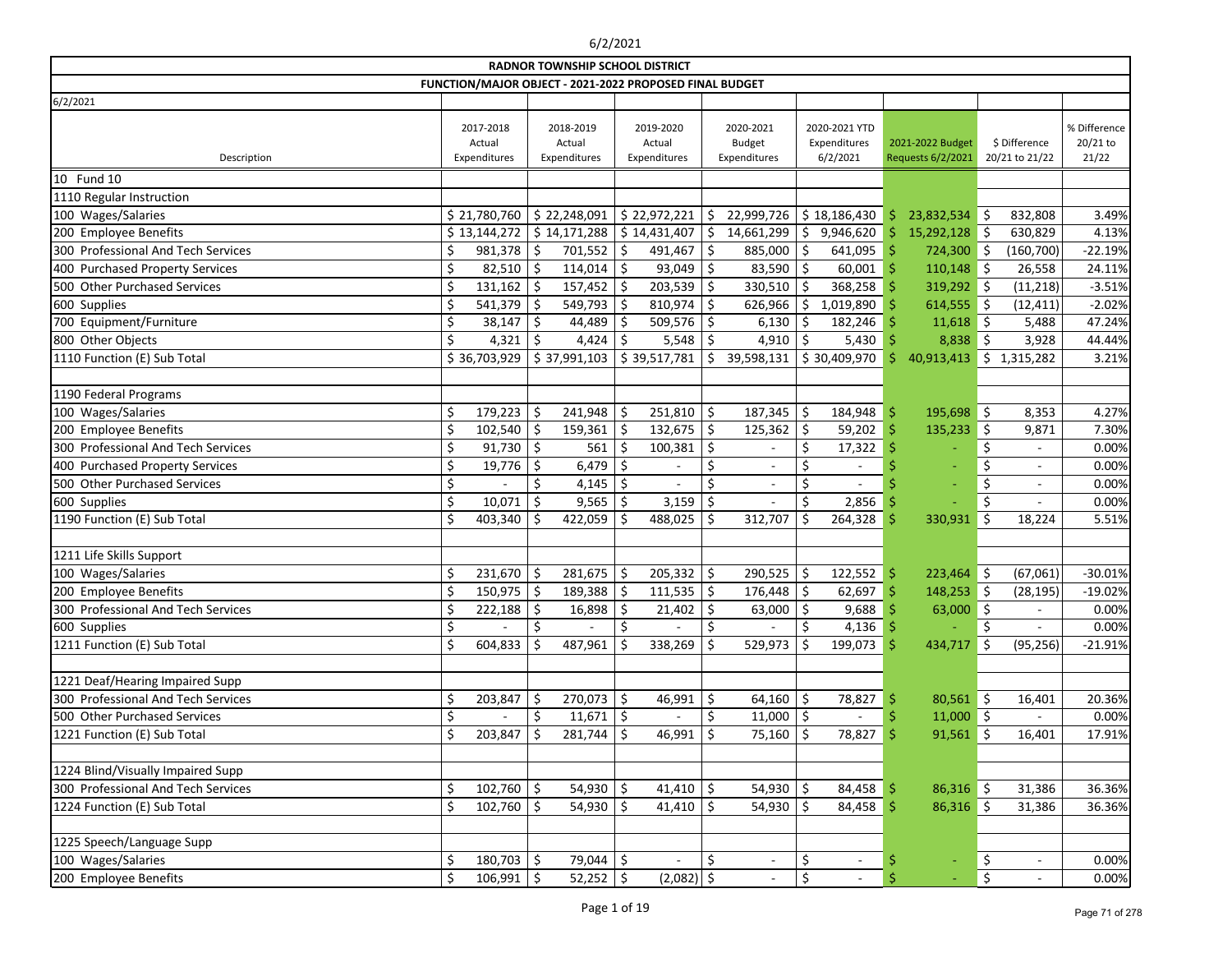**RADNOR TOWNSHIP SCHOOL DISTRICT**

**FUNCTION/MAJOR OBJECT - 2021-2022 PROPOSED FINAL BUDGET**

6/2/2021

| Description | 2017-2018 Actual Expenditures | 2018-2019 Actual Expenditures | 2019-2020 Actual Expenditures | 2020-2021 Budget Expenditures | 2020-2021 YTD Expenditures 6/2/2021 | 2021-2022 Budget Requests 6/2/2021 | $ Difference 20/21 to 21/22 | % Difference 20/21 to 21/22 |
|---|---|---|---|---|---|---|---|---|
| 10 Fund 10 | | | | | | | | |
| 1110 Regular Instruction | | | | | | | | |
| 100 Wages/Salaries | $ 21,780,760 | $ 22,248,091 | $ 22,972,221 | $ 22,999,726 | $ 18,186,430 | $ 23,832,534 | $ 832,808 | 3.49% |
| 200 Employee Benefits | $ 13,144,272 | $ 14,171,288 | $ 14,431,407 | $ 14,661,299 | $ 9,946,620 | $ 15,292,128 | $ 630,829 | 4.13% |
| 300 Professional And Tech Services | $ 981,378 | $ 701,552 | $ 491,467 | $ 885,000 | $ 641,095 | $ 724,300 | $ (160,700) | -22.19% |
| 400 Purchased Property Services | $ 82,510 | $ 114,014 | $ 93,049 | $ 83,590 | $ 60,001 | $ 110,148 | $ 26,558 | 24.11% |
| 500 Other Purchased Services | $ 131,162 | $ 157,452 | $ 203,539 | $ 330,510 | $ 368,258 | $ 319,292 | $ (11,218) | -3.51% |
| 600 Supplies | $ 541,379 | $ 549,793 | $ 810,974 | $ 626,966 | $ 1,019,890 | $ 614,555 | $ (12,411) | -2.02% |
| 700 Equipment/Furniture | $ 38,147 | $ 44,489 | $ 509,576 | $ 6,130 | $ 182,246 | $ 11,618 | $ 5,488 | 47.24% |
| 800 Other Objects | $ 4,321 | $ 4,424 | $ 5,548 | $ 4,910 | $ 5,430 | $ 8,838 | $ 3,928 | 44.44% |
| 1110 Function (E) Sub Total | $ 36,703,929 | $ 37,991,103 | $ 39,517,781 | $ 39,598,131 | $ 30,409,970 | $ 40,913,413 | $ 1,315,282 | 3.21% |
| | | | | | | | | |
| 1190 Federal Programs | | | | | | | | |
| 100 Wages/Salaries | $ 179,223 | $ 241,948 | $ 251,810 | $ 187,345 | $ 184,948 | $ 195,698 | $ 8,353 | 4.27% |
| 200 Employee Benefits | $ 102,540 | $ 159,361 | $ 132,675 | $ 125,362 | $ 59,202 | $ 135,233 | $ 9,871 | 7.30% |
| 300 Professional And Tech Services | $ 91,730 | $ 561 | $ 100,381 | $ - | $ 17,322 | $ - | $ - | 0.00% |
| 400 Purchased Property Services | $ 19,776 | $ 6,479 | $ - | $ - | $ - | $ - | $ - | 0.00% |
| 500 Other Purchased Services | $ - | $ 4,145 | $ - | $ - | $ - | $ - | $ - | 0.00% |
| 600 Supplies | $ 10,071 | $ 9,565 | $ 3,159 | $ - | $ 2,856 | $ - | $ - | 0.00% |
| 1190 Function (E) Sub Total | $ 403,340 | $ 422,059 | $ 488,025 | $ 312,707 | $ 264,328 | $ 330,931 | $ 18,224 | 5.51% |
| | | | | | | | | |
| 1211 Life Skills Support | | | | | | | | |
| 100 Wages/Salaries | $ 231,670 | $ 281,675 | $ 205,332 | $ 290,525 | $ 122,552 | $ 223,464 | $ (67,061) | -30.01% |
| 200 Employee Benefits | $ 150,975 | $ 189,388 | $ 111,535 | $ 176,448 | $ 62,697 | $ 148,253 | $ (28,195) | -19.02% |
| 300 Professional And Tech Services | $ 222,188 | $ 16,898 | $ 21,402 | $ 63,000 | $ 9,688 | $ 63,000 | $ - | 0.00% |
| 600 Supplies | $ - | $ - | $ - | $ - | $ 4,136 | $ - | $ - | 0.00% |
| 1211 Function (E) Sub Total | $ 604,833 | $ 487,961 | $ 338,269 | $ 529,973 | $ 199,073 | $ 434,717 | $ (95,256) | -21.91% |
| | | | | | | | | |
| 1221 Deaf/Hearing Impaired Supp | | | | | | | | |
| 300 Professional And Tech Services | $ 203,847 | $ 270,073 | $ 46,991 | $ 64,160 | $ 78,827 | $ 80,561 | $ 16,401 | 20.36% |
| 500 Other Purchased Services | $ - | $ 11,671 | $ - | $ 11,000 | $ - | $ 11,000 | $ - | 0.00% |
| 1221 Function (E) Sub Total | $ 203,847 | $ 281,744 | $ 46,991 | $ 75,160 | $ 78,827 | $ 91,561 | $ 16,401 | 17.91% |
| | | | | | | | | |
| 1224 Blind/Visually Impaired Supp | | | | | | | | |
| 300 Professional And Tech Services | $ 102,760 | $ 54,930 | $ 41,410 | $ 54,930 | $ 84,458 | $ 86,316 | $ 31,386 | 36.36% |
| 1224 Function (E) Sub Total | $ 102,760 | $ 54,930 | $ 41,410 | $ 54,930 | $ 84,458 | $ 86,316 | $ 31,386 | 36.36% |
| | | | | | | | | |
| 1225 Speech/Language Supp | | | | | | | | |
| 100 Wages/Salaries | $ 180,703 | $ 79,044 | $ - | $ - | $ - | $ - | $ - | 0.00% |
| 200 Employee Benefits | $ 106,991 | $ 52,252 | $ (2,082) | $ - | $ - | $ - | $ - | 0.00% |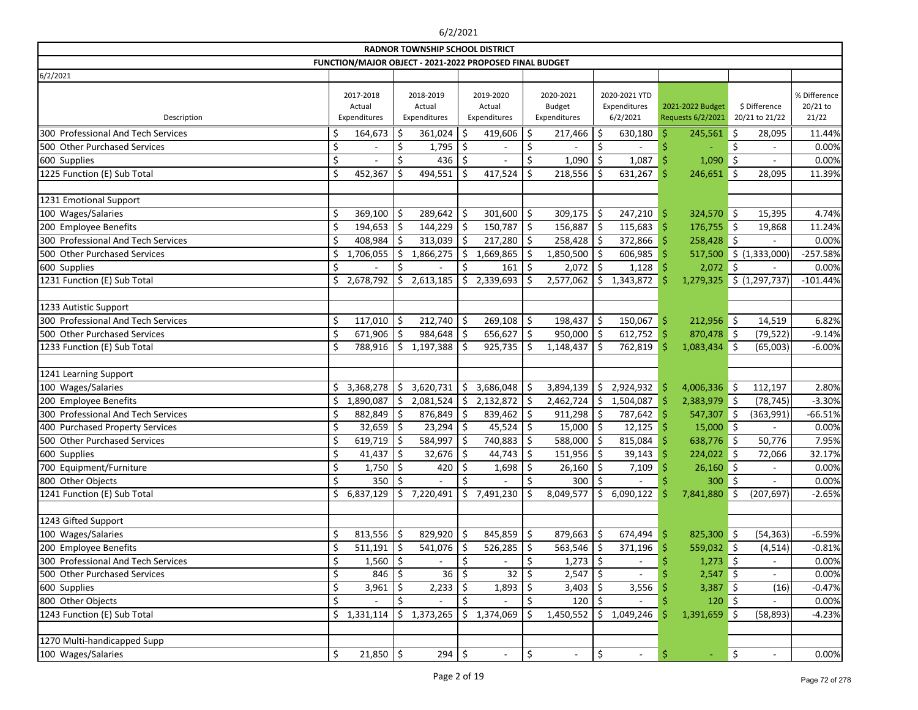6/2/2021

## RADNOR TOWNSHIP SCHOOL DISTRICT

### FUNCTION/MAJOR OBJECT - 2021-2022 PROPOSED FINAL BUDGET

6/2/2021

| Description | 2017-2018 Actual Expenditures | 2018-2019 Actual Expenditures | 2019-2020 Actual Expenditures | 2020-2021 Budget Expenditures | 2020-2021 YTD Expenditures 6/2/2021 | 2021-2022 Budget Requests 6/2/2021 | $ Difference 20/21 to 21/22 | % Difference 20/21 to 21/22 |
|---|---|---|---|---|---|---|---|---|
| 300 Professional And Tech Services | $ 164,673 | $ 361,024 | $ 419,606 | $ 217,466 | $ 630,180 | $ 245,561 | $ 28,095 | 11.44% |
| 500 Other Purchased Services | $ - | $ 1,795 | $ - | $ - | $ - | $ - | $ - | 0.00% |
| 600 Supplies | $ - | $ 436 | $ - | $ 1,090 | $ 1,087 | $ 1,090 | $ - | 0.00% |
| 1225 Function (E) Sub Total | $ 452,367 | $ 494,551 | $ 417,524 | $ 218,556 | $ 631,267 | $ 246,651 | $ 28,095 | 11.39% |
| | | | | | | | | |
| 1231 Emotional Support | | | | | | | | |
| 100 Wages/Salaries | $ 369,100 | $ 289,642 | $ 301,600 | $ 309,175 | $ 247,210 | $ 324,570 | $ 15,395 | 4.74% |
| 200 Employee Benefits | $ 194,653 | $ 144,229 | $ 150,787 | $ 156,887 | $ 115,683 | $ 176,755 | $ 19,868 | 11.24% |
| 300 Professional And Tech Services | $ 408,984 | $ 313,039 | $ 217,280 | $ 258,428 | $ 372,866 | $ 258,428 | $ - | 0.00% |
| 500 Other Purchased Services | $ 1,706,055 | $ 1,866,275 | $ 1,669,865 | $ 1,850,500 | $ 606,985 | $ 517,500 | $ (1,333,000) | -257.58% |
| 600 Supplies | $ - | $ - | $ 161 | $ 2,072 | $ 1,128 | $ 2,072 | $ - | 0.00% |
| 1231 Function (E) Sub Total | $ 2,678,792 | $ 2,613,185 | $ 2,339,693 | $ 2,577,062 | $ 1,343,872 | $ 1,279,325 | $ (1,297,737) | -101.44% |
| | | | | | | | | |
| 1233 Autistic Support | | | | | | | | |
| 300 Professional And Tech Services | $ 117,010 | $ 212,740 | $ 269,108 | $ 198,437 | $ 150,067 | $ 212,956 | $ 14,519 | 6.82% |
| 500 Other Purchased Services | $ 671,906 | $ 984,648 | $ 656,627 | $ 950,000 | $ 612,752 | $ 870,478 | $ (79,522) | -9.14% |
| 1233 Function (E) Sub Total | $ 788,916 | $ 1,197,388 | $ 925,735 | $ 1,148,437 | $ 762,819 | $ 1,083,434 | $ (65,003) | -6.00% |
| | | | | | | | | |
| 1241 Learning Support | | | | | | | | |
| 100 Wages/Salaries | $ 3,368,278 | $ 3,620,731 | $ 3,686,048 | $ 3,894,139 | $ 2,924,932 | $ 4,006,336 | $ 112,197 | 2.80% |
| 200 Employee Benefits | $ 1,890,087 | $ 2,081,524 | $ 2,132,872 | $ 2,462,724 | $ 1,504,087 | $ 2,383,979 | $ (78,745) | -3.30% |
| 300 Professional And Tech Services | $ 882,849 | $ 876,849 | $ 839,462 | $ 911,298 | $ 787,642 | $ 547,307 | $ (363,991) | -66.51% |
| 400 Purchased Property Services | $ 32,659 | $ 23,294 | $ 45,524 | $ 15,000 | $ 12,125 | $ 15,000 | $ - | 0.00% |
| 500 Other Purchased Services | $ 619,719 | $ 584,997 | $ 740,883 | $ 588,000 | $ 815,084 | $ 638,776 | $ 50,776 | 7.95% |
| 600 Supplies | $ 41,437 | $ 32,676 | $ 44,743 | $ 151,956 | $ 39,143 | $ 224,022 | $ 72,066 | 32.17% |
| 700 Equipment/Furniture | $ 1,750 | $ 420 | $ 1,698 | $ 26,160 | $ 7,109 | $ 26,160 | $ - | 0.00% |
| 800 Other Objects | $ 350 | $ - | $ - | $ 300 | $ - | $ 300 | $ - | 0.00% |
| 1241 Function (E) Sub Total | $ 6,837,129 | $ 7,220,491 | $ 7,491,230 | $ 8,049,577 | $ 6,090,122 | $ 7,841,880 | $ (207,697) | -2.65% |
| | | | | | | | | |
| 1243 Gifted Support | | | | | | | | |
| 100 Wages/Salaries | $ 813,556 | $ 829,920 | $ 845,859 | $ 879,663 | $ 674,494 | $ 825,300 | $ (54,363) | -6.59% |
| 200 Employee Benefits | $ 511,191 | $ 541,076 | $ 526,285 | $ 563,546 | $ 371,196 | $ 559,032 | $ (4,514) | -0.81% |
| 300 Professional And Tech Services | $ 1,560 | $ - | $ - | $ 1,273 | $ - | $ 1,273 | $ - | 0.00% |
| 500 Other Purchased Services | $ 846 | $ 36 | $ 32 | $ 2,547 | $ - | $ 2,547 | $ - | 0.00% |
| 600 Supplies | $ 3,961 | $ 2,233 | $ 1,893 | $ 3,403 | $ 3,556 | $ 3,387 | $ (16) | -0.47% |
| 800 Other Objects | $ - | $ - | $ - | $ 120 | $ - | $ 120 | $ - | 0.00% |
| 1243 Function (E) Sub Total | $ 1,331,114 | $ 1,373,265 | $ 1,374,069 | $ 1,450,552 | $ 1,049,246 | $ 1,391,659 | $ (58,893) | -4.23% |
| | | | | | | | | |
| 1270 Multi-handicapped Supp | | | | | | | | |
| 100 Wages/Salaries | $ 21,850 | $ 294 | $ - | $ - | $ - | $ - | $ - | 0.00% |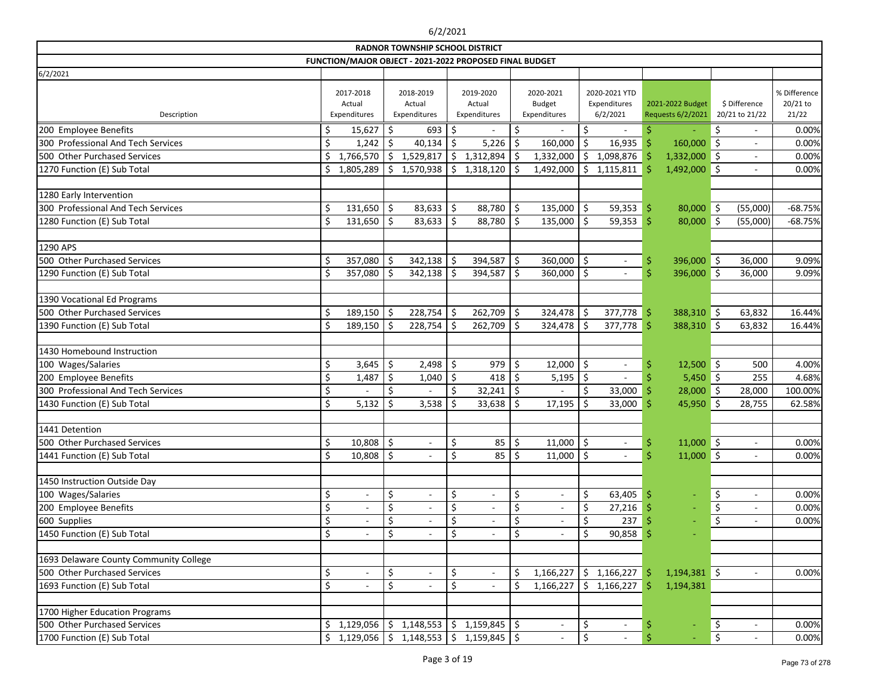| RADNOR TOWNSHIP SCHOOL DISTRICT | | | | | | | | |
|---|---|---|---|---|---|---|---|---|
| FUNCTION/MAJOR OBJECT - 2021-2022 PROPOSED FINAL BUDGET | | | | | | | | |
| 6/2/2021 | | | | | | | | |
| Description | 2017-2018 Actual Expenditures | 2018-2019 Actual Expenditures | 2019-2020 Actual Expenditures | 2020-2021 Budget Expenditures | 2020-2021 YTD Expenditures 6/2/2021 | 2021-2022 Budget Requests 6/2/2021 | $ Difference 20/21 to 21/22 | % Difference 20/21 to 21/22 |
| 200 Employee Benefits | $ 15,627 | $ 693 | $ - | $ - | $ - | $ - | $ - | 0.00% |
| 300 Professional And Tech Services | $ 1,242 | $ 40,134 | $ 5,226 | $ 160,000 | $ 16,935 | $ 160,000 | $ - | 0.00% |
| 500 Other Purchased Services | $ 1,766,570 | $ 1,529,817 | $ 1,312,894 | $ 1,332,000 | $ 1,098,876 | $ 1,332,000 | $ - | 0.00% |
| 1270 Function (E) Sub Total | $ 1,805,289 | $ 1,570,938 | $ 1,318,120 | $ 1,492,000 | $ 1,115,811 | $ 1,492,000 | $ - | 0.00% |
| | | | | | | | | |
| 1280 Early Intervention | | | | | | | | |
| 300 Professional And Tech Services | $ 131,650 | $ 83,633 | $ 88,780 | $ 135,000 | $ 59,353 | $ 80,000 | $ (55,000) | -68.75% |
| 1280 Function (E) Sub Total | $ 131,650 | $ 83,633 | $ 88,780 | $ 135,000 | $ 59,353 | $ 80,000 | $ (55,000) | -68.75% |
| | | | | | | | | |
| 1290 APS | | | | | | | | |
| 500 Other Purchased Services | $ 357,080 | $ 342,138 | $ 394,587 | $ 360,000 | $ - | $ 396,000 | $ 36,000 | 9.09% |
| 1290 Function (E) Sub Total | $ 357,080 | $ 342,138 | $ 394,587 | $ 360,000 | $ - | $ 396,000 | $ 36,000 | 9.09% |
| | | | | | | | | |
| 1390 Vocational Ed Programs | | | | | | | | |
| 500 Other Purchased Services | $ 189,150 | $ 228,754 | $ 262,709 | $ 324,478 | $ 377,778 | $ 388,310 | $ 63,832 | 16.44% |
| 1390 Function (E) Sub Total | $ 189,150 | $ 228,754 | $ 262,709 | $ 324,478 | $ 377,778 | $ 388,310 | $ 63,832 | 16.44% |
| | | | | | | | | |
| 1430 Homebound Instruction | | | | | | | | |
| 100 Wages/Salaries | $ 3,645 | $ 2,498 | $ 979 | $ 12,000 | $ - | $ 12,500 | $ 500 | 4.00% |
| 200 Employee Benefits | $ 1,487 | $ 1,040 | $ 418 | $ 5,195 | $ - | $ 5,450 | $ 255 | 4.68% |
| 300 Professional And Tech Services | $ - | $ - | $ 32,241 | $ - | $ 33,000 | $ 28,000 | $ 28,000 | 100.00% |
| 1430 Function (E) Sub Total | $ 5,132 | $ 3,538 | $ 33,638 | $ 17,195 | $ 33,000 | $ 45,950 | $ 28,755 | 62.58% |
| | | | | | | | | |
| 1441 Detention | | | | | | | | |
| 500 Other Purchased Services | $ 10,808 | $ - | $ 85 | $ 11,000 | $ - | $ 11,000 | $ - | 0.00% |
| 1441 Function (E) Sub Total | $ 10,808 | $ - | $ 85 | $ 11,000 | $ - | $ 11,000 | $ - | 0.00% |
| | | | | | | | | |
| 1450 Instruction Outside Day | | | | | | | | |
| 100 Wages/Salaries | $ - | $ - | $ - | $ - | $ 63,405 | $ - | $ - | 0.00% |
| 200 Employee Benefits | $ - | $ - | $ - | $ - | $ 27,216 | $ - | $ - | 0.00% |
| 600 Supplies | $ - | $ - | $ - | $ - | $ 237 | $ - | $ - | 0.00% |
| 1450 Function (E) Sub Total | $ - | $ - | $ - | $ - | $ 90,858 | $ - | | |
| | | | | | | | | |
| 1693 Delaware County Community College | | | | | | | | |
| 500 Other Purchased Services | $ - | $ - | $ - | $ 1,166,227 | $ 1,166,227 | $ 1,194,381 | $ - | 0.00% |
| 1693 Function (E) Sub Total | $ - | $ - | $ - | $ 1,166,227 | $ 1,166,227 | $ 1,194,381 | | |
| | | | | | | | | |
| 1700 Higher Education Programs | | | | | | | | |
| 500 Other Purchased Services | $ 1,129,056 | $ 1,148,553 | $ 1,159,845 | $ - | $ - | $ - | $ - | 0.00% |
| 1700 Function (E) Sub Total | $ 1,129,056 | $ 1,148,553 | $ 1,159,845 | $ - | $ - | $ - | $ - | 0.00% |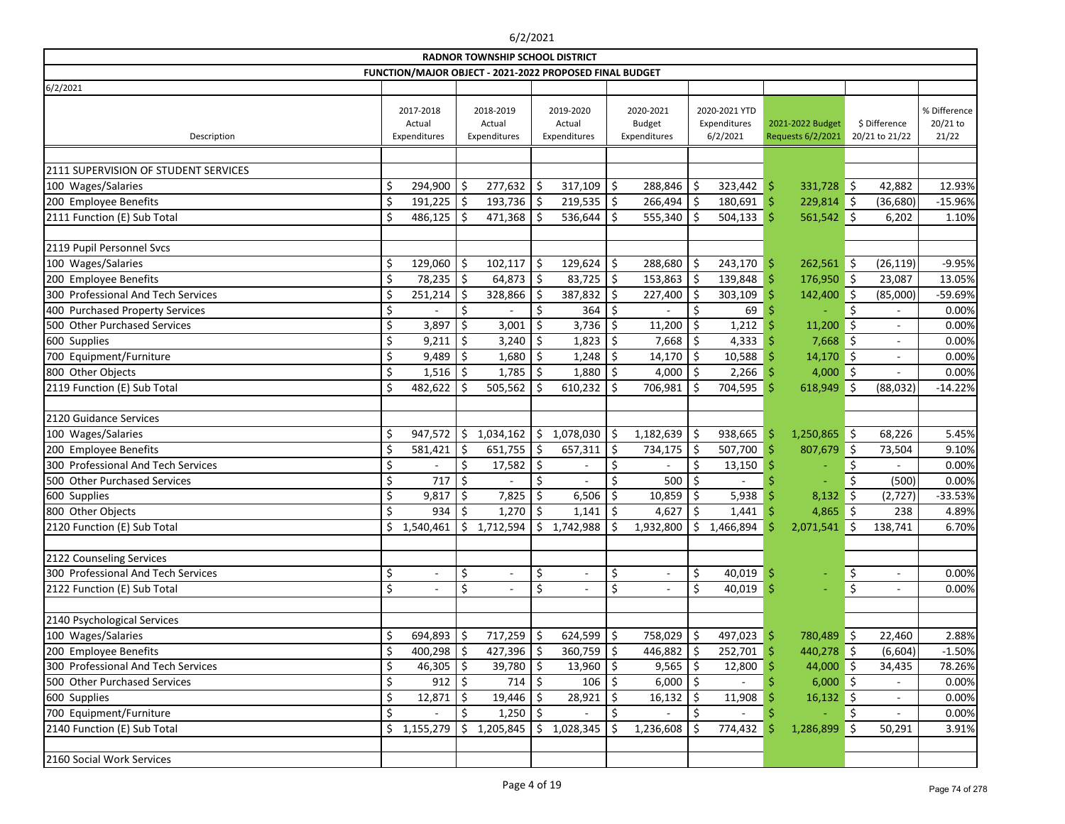6/2/2021

# RADNOR TOWNSHIP SCHOOL DISTRICT

## FUNCTION/MAJOR OBJECT - 2021-2022 PROPOSED FINAL BUDGET

6/2/2021

| Description | 2017-2018 Actual Expenditures | 2018-2019 Actual Expenditures | 2019-2020 Actual Expenditures | 2020-2021 Budget Expenditures | 2020-2021 YTD Expenditures 6/2/2021 | 2021-2022 Budget Requests 6/2/2021 | $ Difference 20/21 to 21/22 | % Difference 20/21 to 21/22 |
|---|---|---|---|---|---|---|---|---|
| 2111 SUPERVISION OF STUDENT SERVICES | | | | | | | | |
| 100 Wages/Salaries | $ 294,900 | $ 277,632 | $ 317,109 | $ 288,846 | $ 323,442 | $ 331,728 | $ 42,882 | 12.93% |
| 200 Employee Benefits | $ 191,225 | $ 193,736 | $ 219,535 | $ 266,494 | $ 180,691 | $ 229,814 | $ (36,680) | -15.96% |
| 2111 Function (E) Sub Total | $ 486,125 | $ 471,368 | $ 536,644 | $ 555,340 | $ 504,133 | $ 561,542 | $ 6,202 | 1.10% |
| 2119 Pupil Personnel Svcs | | | | | | | | |
| 100 Wages/Salaries | $ 129,060 | $ 102,117 | $ 129,624 | $ 288,680 | $ 243,170 | $ 262,561 | $ (26,119) | -9.95% |
| 200 Employee Benefits | $ 78,235 | $ 64,873 | $ 83,725 | $ 153,863 | $ 139,848 | $ 176,950 | $ 23,087 | 13.05% |
| 300 Professional And Tech Services | $ 251,214 | $ 328,866 | $ 387,832 | $ 227,400 | $ 303,109 | $ 142,400 | $ (85,000) | -59.69% |
| 400 Purchased Property Services | $ - | $ - | $ 364 | $ - | $ 69 | $ - | $ - | 0.00% |
| 500 Other Purchased Services | $ 3,897 | $ 3,001 | $ 3,736 | $ 11,200 | $ 1,212 | $ 11,200 | $ - | 0.00% |
| 600 Supplies | $ 9,211 | $ 3,240 | $ 1,823 | $ 7,668 | $ 4,333 | $ 7,668 | $ - | 0.00% |
| 700 Equipment/Furniture | $ 9,489 | $ 1,680 | $ 1,248 | $ 14,170 | $ 10,588 | $ 14,170 | $ - | 0.00% |
| 800 Other Objects | $ 1,516 | $ 1,785 | $ 1,880 | $ 4,000 | $ 2,266 | $ 4,000 | $ - | 0.00% |
| 2119 Function (E) Sub Total | $ 482,622 | $ 505,562 | $ 610,232 | $ 706,981 | $ 704,595 | $ 618,949 | $ (88,032) | -14.22% |
| 2120 Guidance Services | | | | | | | | |
| 100 Wages/Salaries | $ 947,572 | $ 1,034,162 | $ 1,078,030 | $ 1,182,639 | $ 938,665 | $ 1,250,865 | $ 68,226 | 5.45% |
| 200 Employee Benefits | $ 581,421 | $ 651,755 | $ 657,311 | $ 734,175 | $ 507,700 | $ 807,679 | $ 73,504 | 9.10% |
| 300 Professional And Tech Services | $ - | $ 17,582 | $ - | $ - | $ 13,150 | $ - | $ - | 0.00% |
| 500 Other Purchased Services | $ 717 | $ - | $ - | $ 500 | $ - | $ - | $ (500) | 0.00% |
| 600 Supplies | $ 9,817 | $ 7,825 | $ 6,506 | $ 10,859 | $ 5,938 | $ 8,132 | $ (2,727) | -33.53% |
| 800 Other Objects | $ 934 | $ 1,270 | $ 1,141 | $ 4,627 | $ 1,441 | $ 4,865 | $ 238 | 4.89% |
| 2120 Function (E) Sub Total | $ 1,540,461 | $ 1,712,594 | $ 1,742,988 | $ 1,932,800 | $ 1,466,894 | $ 2,071,541 | $ 138,741 | 6.70% |
| 2122 Counseling Services | | | | | | | | |
| 300 Professional And Tech Services | $ - | $ - | $ - | $ - | $ 40,019 | $ - | $ - | 0.00% |
| 2122 Function (E) Sub Total | $ - | $ - | $ - | $ - | $ 40,019 | $ - | $ - | 0.00% |
| 2140 Psychological Services | | | | | | | | |
| 100 Wages/Salaries | $ 694,893 | $ 717,259 | $ 624,599 | $ 758,029 | $ 497,023 | $ 780,489 | $ 22,460 | 2.88% |
| 200 Employee Benefits | $ 400,298 | $ 427,396 | $ 360,759 | $ 446,882 | $ 252,701 | $ 440,278 | $ (6,604) | -1.50% |
| 300 Professional And Tech Services | $ 46,305 | $ 39,780 | $ 13,960 | $ 9,565 | $ 12,800 | $ 44,000 | $ 34,435 | 78.26% |
| 500 Other Purchased Services | $ 912 | $ 714 | $ 106 | $ 6,000 | $ - | $ 6,000 | $ - | 0.00% |
| 600 Supplies | $ 12,871 | $ 19,446 | $ 28,921 | $ 16,132 | $ 11,908 | $ 16,132 | $ - | 0.00% |
| 700 Equipment/Furniture | $ - | $ 1,250 | $ - | $ - | $ - | $ - | $ - | 0.00% |
| 2140 Function (E) Sub Total | $ 1,155,279 | $ 1,205,845 | $ 1,028,345 | $ 1,236,608 | $ 774,432 | $ 1,286,899 | $ 50,291 | 3.91% |
| 2160 Social Work Services | | | | | | | | |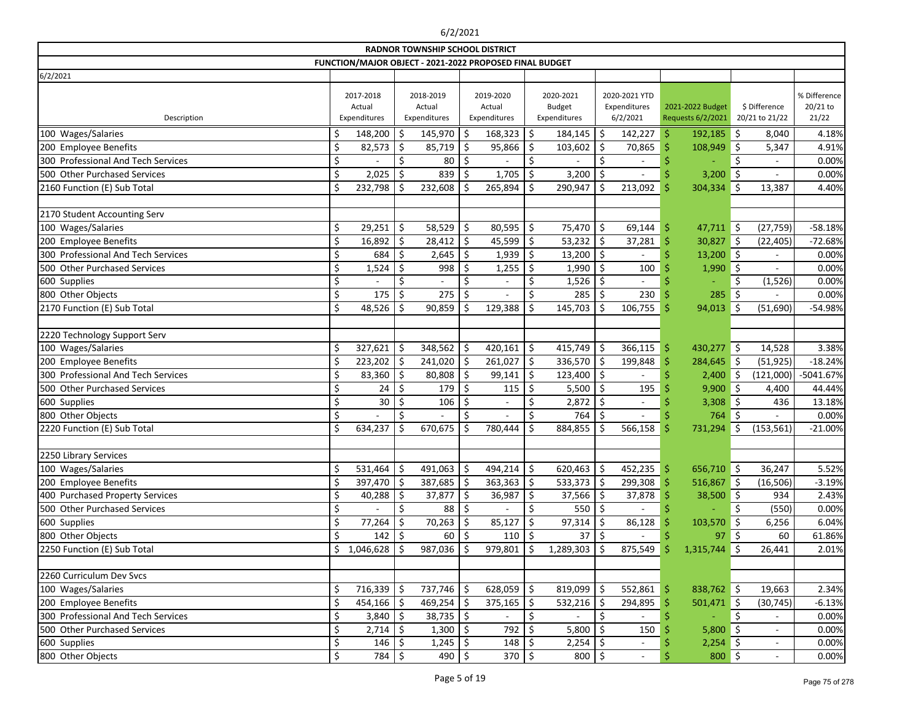## RADNOR TOWNSHIP SCHOOL DISTRICT

## FUNCTION/MAJOR OBJECT - 2021-2022 PROPOSED FINAL BUDGET

6/2/2021

| Description | 2017-2018 Actual Expenditures | 2018-2019 Actual Expenditures | 2019-2020 Actual Expenditures | 2020-2021 Budget Expenditures | 2020-2021 YTD Expenditures 6/2/2021 | 2021-2022 Budget Requests 6/2/2021 | $ Difference 20/21 to 21/22 | % Difference 20/21 to 21/22 |
|---|---|---|---|---|---|---|---|---|
| 100 Wages/Salaries | $ 148,200 | $ 145,970 | $ 168,323 | $ 184,145 | $ 142,227 | $ 192,185 | $ 8,040 | 4.18% |
| 200 Employee Benefits | $ 82,573 | $ 85,719 | $ 95,866 | $ 103,602 | $ 70,865 | $ 108,949 | $ 5,347 | 4.91% |
| 300 Professional And Tech Services | $ - | $ 80 | $ - | $ - | $ - | $ - | $ - | 0.00% |
| 500 Other Purchased Services | $ 2,025 | $ 839 | $ 1,705 | $ 3,200 | $ - | $ 3,200 | $ - | 0.00% |
| 2160 Function (E) Sub Total | $ 232,798 | $ 232,608 | $ 265,894 | $ 290,947 | $ 213,092 | $ 304,334 | $ 13,387 | 4.40% |
| | | | | | | | | |
| 2170 Student Accounting Serv | | | | | | | | |
| 100 Wages/Salaries | $ 29,251 | $ 58,529 | $ 80,595 | $ 75,470 | $ 69,144 | $ 47,711 | $ (27,759) | -58.18% |
| 200 Employee Benefits | $ 16,892 | $ 28,412 | $ 45,599 | $ 53,232 | $ 37,281 | $ 30,827 | $ (22,405) | -72.68% |
| 300 Professional And Tech Services | $ 684 | $ 2,645 | $ 1,939 | $ 13,200 | $ - | $ 13,200 | $ - | 0.00% |
| 500 Other Purchased Services | $ 1,524 | $ 998 | $ 1,255 | $ 1,990 | $ 100 | $ 1,990 | $ - | 0.00% |
| 600 Supplies | $ - | $ - | $ - | $ 1,526 | $ - | $ - | $ (1,526) | 0.00% |
| 800 Other Objects | $ 175 | $ 275 | $ - | $ 285 | $ 230 | $ 285 | $ - | 0.00% |
| 2170 Function (E) Sub Total | $ 48,526 | $ 90,859 | $ 129,388 | $ 145,703 | $ 106,755 | $ 94,013 | $ (51,690) | -54.98% |
| | | | | | | | | |
| 2220 Technology Support Serv | | | | | | | | |
| 100 Wages/Salaries | $ 327,621 | $ 348,562 | $ 420,161 | $ 415,749 | $ 366,115 | $ 430,277 | $ 14,528 | 3.38% |
| 200 Employee Benefits | $ 223,202 | $ 241,020 | $ 261,027 | $ 336,570 | $ 199,848 | $ 284,645 | $ (51,925) | -18.24% |
| 300 Professional And Tech Services | $ 83,360 | $ 80,808 | $ 99,141 | $ 123,400 | $ - | $ 2,400 | $ (121,000) | -5041.67% |
| 500 Other Purchased Services | $ 24 | $ 179 | $ 115 | $ 5,500 | $ 195 | $ 9,900 | $ 4,400 | 44.44% |
| 600 Supplies | $ 30 | $ 106 | $ - | $ 2,872 | $ - | $ 3,308 | $ 436 | 13.18% |
| 800 Other Objects | $ - | $ - | $ - | $ 764 | $ - | $ 764 | $ - | 0.00% |
| 2220 Function (E) Sub Total | $ 634,237 | $ 670,675 | $ 780,444 | $ 884,855 | $ 566,158 | $ 731,294 | $ (153,561) | -21.00% |
| | | | | | | | | |
| 2250 Library Services | | | | | | | | |
| 100 Wages/Salaries | $ 531,464 | $ 491,063 | $ 494,214 | $ 620,463 | $ 452,235 | $ 656,710 | $ 36,247 | 5.52% |
| 200 Employee Benefits | $ 397,470 | $ 387,685 | $ 363,363 | $ 533,373 | $ 299,308 | $ 516,867 | $ (16,506) | -3.19% |
| 400 Purchased Property Services | $ 40,288 | $ 37,877 | $ 36,987 | $ 37,566 | $ 37,878 | $ 38,500 | $ 934 | 2.43% |
| 500 Other Purchased Services | $ - | $ 88 | $ - | $ 550 | $ - | $ - | $ (550) | 0.00% |
| 600 Supplies | $ 77,264 | $ 70,263 | $ 85,127 | $ 97,314 | $ 86,128 | $ 103,570 | $ 6,256 | 6.04% |
| 800 Other Objects | $ 142 | $ 60 | $ 110 | $ 37 | $ - | $ 97 | $ 60 | 61.86% |
| 2250 Function (E) Sub Total | $ 1,046,628 | $ 987,036 | $ 979,801 | $ 1,289,303 | $ 875,549 | $ 1,315,744 | $ 26,441 | 2.01% |
| | | | | | | | | |
| 2260 Curriculum Dev Svcs | | | | | | | | |
| 100 Wages/Salaries | $ 716,339 | $ 737,746 | $ 628,059 | $ 819,099 | $ 552,861 | $ 838,762 | $ 19,663 | 2.34% |
| 200 Employee Benefits | $ 454,166 | $ 469,254 | $ 375,165 | $ 532,216 | $ 294,895 | $ 501,471 | $ (30,745) | -6.13% |
| 300 Professional And Tech Services | $ 3,840 | $ 38,735 | $ - | $ - | $ - | $ - | $ - | 0.00% |
| 500 Other Purchased Services | $ 2,714 | $ 1,300 | $ 792 | $ 5,800 | $ 150 | $ 5,800 | $ - | 0.00% |
| 600 Supplies | $ 146 | $ 1,245 | $ 148 | $ 2,254 | $ - | $ 2,254 | $ - | 0.00% |
| 800 Other Objects | $ 784 | $ 490 | $ 370 | $ 800 | $ - | $ 800 | $ - | 0.00% |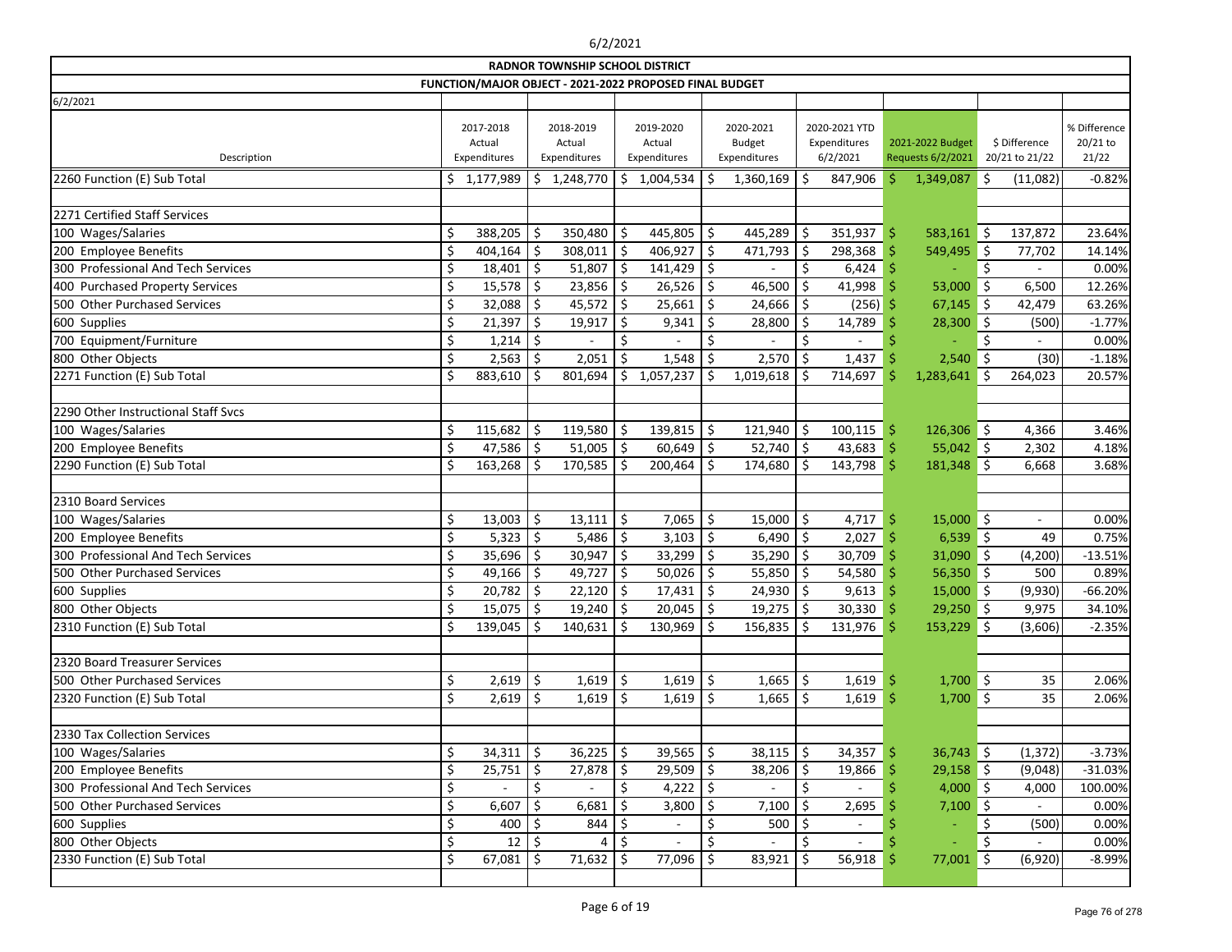**RADNOR TOWNSHIP SCHOOL DISTRICT**

**FUNCTION/MAJOR OBJECT - 2021-2022 PROPOSED FINAL BUDGET**

6/2/2021

| Description | 2017-2018 Actual Expenditures | 2018-2019 Actual Expenditures | 2019-2020 Actual Expenditures | 2020-2021 Budget Expenditures | 2020-2021 YTD Expenditures 6/2/2021 | 2021-2022 Budget Requests 6/2/2021 | $ Difference 20/21 to 21/22 | % Difference 20/21 to 21/22 |
|---|---|---|---|---|---|---|---|---|
| 2260 Function (E) Sub Total | $ 1,177,989 | $ 1,248,770 | $ 1,004,534 | $ 1,360,169 | $ 847,906 | $ 1,349,087 | $ (11,082) | -0.82% |
| | | | | | | | | |
| 2271 Certified Staff Services | | | | | | | | |
| 100 Wages/Salaries | $ 388,205 | $ 350,480 | $ 445,805 | $ 445,289 | $ 351,937 | $ 583,161 | $ 137,872 | 23.64% |
| 200 Employee Benefits | $ 404,164 | $ 308,011 | $ 406,927 | $ 471,793 | $ 298,368 | $ 549,495 | $ 77,702 | 14.14% |
| 300 Professional And Tech Services | $ 18,401 | $ 51,807 | $ 141,429 | $ - | $ 6,424 | $ - | $ - | 0.00% |
| 400 Purchased Property Services | $ 15,578 | $ 23,856 | $ 26,526 | $ 46,500 | $ 41,998 | $ 53,000 | $ 6,500 | 12.26% |
| 500 Other Purchased Services | $ 32,088 | $ 45,572 | $ 25,661 | $ 24,666 | $ (256) | $ 67,145 | $ 42,479 | 63.26% |
| 600 Supplies | $ 21,397 | $ 19,917 | $ 9,341 | $ 28,800 | $ 14,789 | $ 28,300 | $ (500) | -1.77% |
| 700 Equipment/Furniture | $ 1,214 | $ - | $ - | $ - | $ - | $ - | $ - | 0.00% |
| 800 Other Objects | $ 2,563 | $ 2,051 | $ 1,548 | $ 2,570 | $ 1,437 | $ 2,540 | $ (30) | -1.18% |
| 2271 Function (E) Sub Total | $ 883,610 | $ 801,694 | $ 1,057,237 | $ 1,019,618 | $ 714,697 | $ 1,283,641 | $ 264,023 | 20.57% |
| | | | | | | | | |
| 2290 Other Instructional Staff Svcs | | | | | | | | |
| 100 Wages/Salaries | $ 115,682 | $ 119,580 | $ 139,815 | $ 121,940 | $ 100,115 | $ 126,306 | $ 4,366 | 3.46% |
| 200 Employee Benefits | $ 47,586 | $ 51,005 | $ 60,649 | $ 52,740 | $ 43,683 | $ 55,042 | $ 2,302 | 4.18% |
| 2290 Function (E) Sub Total | $ 163,268 | $ 170,585 | $ 200,464 | $ 174,680 | $ 143,798 | $ 181,348 | $ 6,668 | 3.68% |
| | | | | | | | | |
| 2310 Board Services | | | | | | | | |
| 100 Wages/Salaries | $ 13,003 | $ 13,111 | $ 7,065 | $ 15,000 | $ 4,717 | $ 15,000 | $ - | 0.00% |
| 200 Employee Benefits | $ 5,323 | $ 5,486 | $ 3,103 | $ 6,490 | $ 2,027 | $ 6,539 | $ 49 | 0.75% |
| 300 Professional And Tech Services | $ 35,696 | $ 30,947 | $ 33,299 | $ 35,290 | $ 30,709 | $ 31,090 | $ (4,200) | -13.51% |
| 500 Other Purchased Services | $ 49,166 | $ 49,727 | $ 50,026 | $ 55,850 | $ 54,580 | $ 56,350 | $ 500 | 0.89% |
| 600 Supplies | $ 20,782 | $ 22,120 | $ 17,431 | $ 24,930 | $ 9,613 | $ 15,000 | $ (9,930) | -66.20% |
| 800 Other Objects | $ 15,075 | $ 19,240 | $ 20,045 | $ 19,275 | $ 30,330 | $ 29,250 | $ 9,975 | 34.10% |
| 2310 Function (E) Sub Total | $ 139,045 | $ 140,631 | $ 130,969 | $ 156,835 | $ 131,976 | $ 153,229 | $ (3,606) | -2.35% |
| | | | | | | | | |
| 2320 Board Treasurer Services | | | | | | | | |
| 500 Other Purchased Services | $ 2,619 | $ 1,619 | $ 1,619 | $ 1,665 | $ 1,619 | $ 1,700 | $ 35 | 2.06% |
| 2320 Function (E) Sub Total | $ 2,619 | $ 1,619 | $ 1,619 | $ 1,665 | $ 1,619 | $ 1,700 | $ 35 | 2.06% |
| | | | | | | | | |
| 2330 Tax Collection Services | | | | | | | | |
| 100 Wages/Salaries | $ 34,311 | $ 36,225 | $ 39,565 | $ 38,115 | $ 34,357 | $ 36,743 | $ (1,372) | -3.73% |
| 200 Employee Benefits | $ 25,751 | $ 27,878 | $ 29,509 | $ 38,206 | $ 19,866 | $ 29,158 | $ (9,048) | -31.03% |
| 300 Professional And Tech Services | $ - | $ - | $ 4,222 | $ - | $ - | $ 4,000 | $ 4,000 | 100.00% |
| 500 Other Purchased Services | $ 6,607 | $ 6,681 | $ 3,800 | $ 7,100 | $ 2,695 | $ 7,100 | $ - | 0.00% |
| 600 Supplies | $ 400 | $ 844 | $ - | $ 500 | $ - | $ - | $ (500) | 0.00% |
| 800 Other Objects | $ 12 | $ 4 | $ - | $ - | $ - | $ - | $ - | 0.00% |
| 2330 Function (E) Sub Total | $ 67,081 | $ 71,632 | $ 77,096 | $ 83,921 | $ 56,918 | $ 77,001 | $ (6,920) | -8.99% |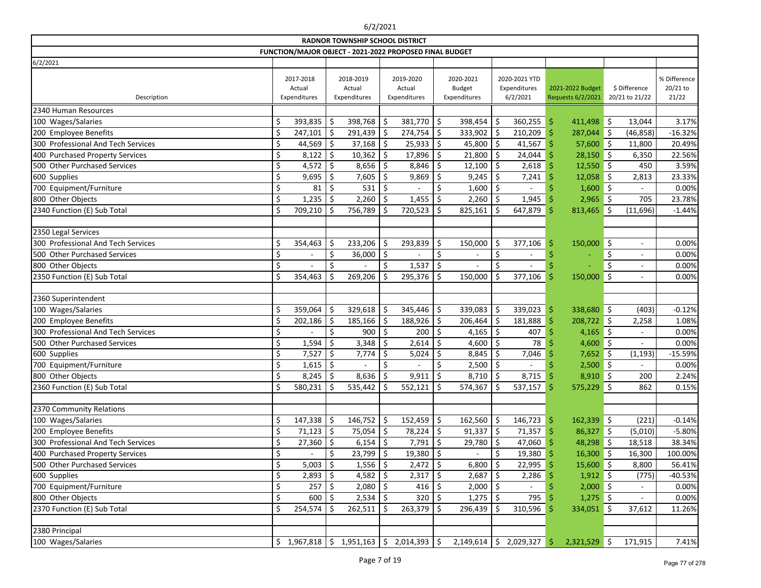**RADNOR TOWNSHIP SCHOOL DISTRICT**

**FUNCTION/MAJOR OBJECT - 2021-2022 PROPOSED FINAL BUDGET**

6/2/2021

| Description | 2017-2018 Actual Expenditures | 2018-2019 Actual Expenditures | 2019-2020 Actual Expenditures | 2020-2021 Budget Expenditures | 2020-2021 YTD Expenditures 6/2/2021 | 2021-2022 Budget Requests 6/2/2021 | $ Difference 20/21 to 21/22 | % Difference 20/21 to 21/22 |
|---|---|---|---|---|---|---|---|---|
| 2340 Human Resources | | | | | | | | |
| 100 Wages/Salaries | $ 393,835 | $ 398,768 | $ 381,770 | $ 398,454 | $ 360,255 | $ 411,498 | $ 13,044 | 3.17% |
| 200 Employee Benefits | $ 247,101 | $ 291,439 | $ 274,754 | $ 333,902 | $ 210,209 | $ 287,044 | $ (46,858) | -16.32% |
| 300 Professional And Tech Services | $ 44,569 | $ 37,168 | $ 25,933 | $ 45,800 | $ 41,567 | $ 57,600 | $ 11,800 | 20.49% |
| 400 Purchased Property Services | $ 8,122 | $ 10,362 | $ 17,896 | $ 21,800 | $ 24,044 | $ 28,150 | $ 6,350 | 22.56% |
| 500 Other Purchased Services | $ 4,572 | $ 8,656 | $ 8,846 | $ 12,100 | $ 2,618 | $ 12,550 | $ 450 | 3.59% |
| 600 Supplies | $ 9,695 | $ 7,605 | $ 9,869 | $ 9,245 | $ 7,241 | $ 12,058 | $ 2,813 | 23.33% |
| 700 Equipment/Furniture | $ 81 | $ 531 | $ - | $ 1,600 | $ - | $ 1,600 | $ - | 0.00% |
| 800 Other Objects | $ 1,235 | $ 2,260 | $ 1,455 | $ 2,260 | $ 1,945 | $ 2,965 | $ 705 | 23.78% |
| 2340 Function (E) Sub Total | $ 709,210 | $ 756,789 | $ 720,523 | $ 825,161 | $ 647,879 | $ 813,465 | $ (11,696) | -1.44% |
| | | | | | | | | |
| 2350 Legal Services | | | | | | | | |
| 300 Professional And Tech Services | $ 354,463 | $ 233,206 | $ 293,839 | $ 150,000 | $ 377,106 | $ 150,000 | $ - | 0.00% |
| 500 Other Purchased Services | $ - | $ 36,000 | $ - | $ - | $ - | $ - | $ - | 0.00% |
| 800 Other Objects | $ - | $ - | $ 1,537 | $ - | $ - | $ - | $ - | 0.00% |
| 2350 Function (E) Sub Total | $ 354,463 | $ 269,206 | $ 295,376 | $ 150,000 | $ 377,106 | $ 150,000 | $ - | 0.00% |
| | | | | | | | | |
| 2360 Superintendent | | | | | | | | |
| 100 Wages/Salaries | $ 359,064 | $ 329,618 | $ 345,446 | $ 339,083 | $ 339,023 | $ 338,680 | $ (403) | -0.12% |
| 200 Employee Benefits | $ 202,186 | $ 185,166 | $ 188,926 | $ 206,464 | $ 181,888 | $ 208,722 | $ 2,258 | 1.08% |
| 300 Professional And Tech Services | $ - | $ 900 | $ 200 | $ 4,165 | $ 407 | $ 4,165 | $ - | 0.00% |
| 500 Other Purchased Services | $ 1,594 | $ 3,348 | $ 2,614 | $ 4,600 | $ 78 | $ 4,600 | $ - | 0.00% |
| 600 Supplies | $ 7,527 | $ 7,774 | $ 5,024 | $ 8,845 | $ 7,046 | $ 7,652 | $ (1,193) | -15.59% |
| 700 Equipment/Furniture | $ 1,615 | $ - | $ - | $ 2,500 | $ - | $ 2,500 | $ - | 0.00% |
| 800 Other Objects | $ 8,245 | $ 8,636 | $ 9,911 | $ 8,710 | $ 8,715 | $ 8,910 | $ 200 | 2.24% |
| 2360 Function (E) Sub Total | $ 580,231 | $ 535,442 | $ 552,121 | $ 574,367 | $ 537,157 | $ 575,229 | $ 862 | 0.15% |
| | | | | | | | | |
| 2370 Community Relations | | | | | | | | |
| 100 Wages/Salaries | $ 147,338 | $ 146,752 | $ 152,459 | $ 162,560 | $ 146,723 | $ 162,339 | $ (221) | -0.14% |
| 200 Employee Benefits | $ 71,123 | $ 75,054 | $ 78,224 | $ 91,337 | $ 71,357 | $ 86,327 | $ (5,010) | -5.80% |
| 300 Professional And Tech Services | $ 27,360 | $ 6,154 | $ 7,791 | $ 29,780 | $ 47,060 | $ 48,298 | $ 18,518 | 38.34% |
| 400 Purchased Property Services | $ - | $ 23,799 | $ 19,380 | $ - | $ 19,380 | $ 16,300 | $ 16,300 | 100.00% |
| 500 Other Purchased Services | $ 5,003 | $ 1,556 | $ 2,472 | $ 6,800 | $ 22,995 | $ 15,600 | $ 8,800 | 56.41% |
| 600 Supplies | $ 2,893 | $ 4,582 | $ 2,317 | $ 2,687 | $ 2,286 | $ 1,912 | $ (775) | -40.53% |
| 700 Equipment/Furniture | $ 257 | $ 2,080 | $ 416 | $ 2,000 | $ - | $ 2,000 | $ - | 0.00% |
| 800 Other Objects | $ 600 | $ 2,534 | $ 320 | $ 1,275 | $ 795 | $ 1,275 | $ - | 0.00% |
| 2370 Function (E) Sub Total | $ 254,574 | $ 262,511 | $ 263,379 | $ 296,439 | $ 310,596 | $ 334,051 | $ 37,612 | 11.26% |
| | | | | | | | | |
| 2380 Principal | | | | | | | | |
| 100 Wages/Salaries | $ 1,967,818 | $ 1,951,163 | $ 2,014,393 | $ 2,149,614 | $ 2,029,327 | $ 2,321,529 | $ 171,915 | 7.41% |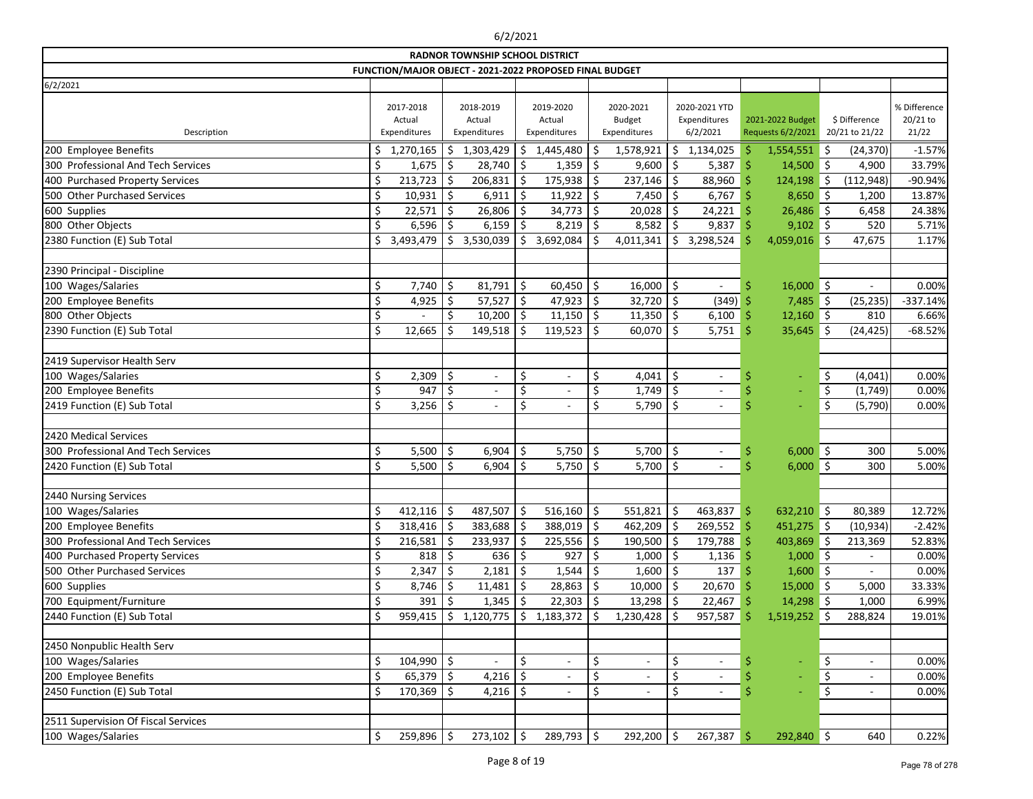**RADNOR TOWNSHIP SCHOOL DISTRICT**

**FUNCTION/MAJOR OBJECT - 2021-2022 PROPOSED FINAL BUDGET**

6/2/2021

| Description | 2017-2018 Actual Expenditures | 2018-2019 Actual Expenditures | 2019-2020 Actual Expenditures | 2020-2021 Budget Expenditures | 2020-2021 YTD Expenditures 6/2/2021 | 2021-2022 Budget Requests 6/2/2021 | $ Difference 20/21 to 21/22 | % Difference 20/21 to 21/22 |
|---|---|---|---|---|---|---|---|---|
| 200 Employee Benefits | $ 1,270,165 | $ 1,303,429 | $ 1,445,480 | $ 1,578,921 | $ 1,134,025 | $ 1,554,551 | $ (24,370) | -1.57% |
| 300 Professional And Tech Services | $ 1,675 | $ 28,740 | $ 1,359 | $ 9,600 | $ 5,387 | $ 14,500 | $ 4,900 | 33.79% |
| 400 Purchased Property Services | $ 213,723 | $ 206,831 | $ 175,938 | $ 237,146 | $ 88,960 | $ 124,198 | $ (112,948) | -90.94% |
| 500 Other Purchased Services | $ 10,931 | $ 6,911 | $ 11,922 | $ 7,450 | $ 6,767 | $ 8,650 | $ 1,200 | 13.87% |
| 600 Supplies | $ 22,571 | $ 26,806 | $ 34,773 | $ 20,028 | $ 24,221 | $ 26,486 | $ 6,458 | 24.38% |
| 800 Other Objects | $ 6,596 | $ 6,159 | $ 8,219 | $ 8,582 | $ 9,837 | $ 9,102 | $ 520 | 5.71% |
| 2380 Function (E) Sub Total | $ 3,493,479 | $ 3,530,039 | $ 3,692,084 | $ 4,011,341 | $ 3,298,524 | $ 4,059,016 | $ 47,675 | 1.17% |
| | | | | | | | | |
| 2390 Principal - Discipline | | | | | | | | |
| 100 Wages/Salaries | $ 7,740 | $ 81,791 | $ 60,450 | $ 16,000 | $ - | $ 16,000 | $ - | 0.00% |
| 200 Employee Benefits | $ 4,925 | $ 57,527 | $ 47,923 | $ 32,720 | $ (349) | $ 7,485 | $ (25,235) | -337.14% |
| 800 Other Objects | $ - | $ 10,200 | $ 11,150 | $ 11,350 | $ 6,100 | $ 12,160 | $ 810 | 6.66% |
| 2390 Function (E) Sub Total | $ 12,665 | $ 149,518 | $ 119,523 | $ 60,070 | $ 5,751 | $ 35,645 | $ (24,425) | -68.52% |
| | | | | | | | | |
| 2419 Supervisor Health Serv | | | | | | | | |
| 100 Wages/Salaries | $ 2,309 | $ - | $ - | $ 4,041 | $ - | $ - | $ (4,041) | 0.00% |
| 200 Employee Benefits | $ 947 | $ - | $ - | $ 1,749 | $ - | $ - | $ (1,749) | 0.00% |
| 2419 Function (E) Sub Total | $ 3,256 | $ - | $ - | $ 5,790 | $ - | $ - | $ (5,790) | 0.00% |
| | | | | | | | | |
| 2420 Medical Services | | | | | | | | |
| 300 Professional And Tech Services | $ 5,500 | $ 6,904 | $ 5,750 | $ 5,700 | $ - | $ 6,000 | $ 300 | 5.00% |
| 2420 Function (E) Sub Total | $ 5,500 | $ 6,904 | $ 5,750 | $ 5,700 | $ - | $ 6,000 | $ 300 | 5.00% |
| | | | | | | | | |
| 2440 Nursing Services | | | | | | | | |
| 100 Wages/Salaries | $ 412,116 | $ 487,507 | $ 516,160 | $ 551,821 | $ 463,837 | $ 632,210 | $ 80,389 | 12.72% |
| 200 Employee Benefits | $ 318,416 | $ 383,688 | $ 388,019 | $ 462,209 | $ 269,552 | $ 451,275 | $ (10,934) | -2.42% |
| 300 Professional And Tech Services | $ 216,581 | $ 233,937 | $ 225,556 | $ 190,500 | $ 179,788 | $ 403,869 | $ 213,369 | 52.83% |
| 400 Purchased Property Services | $ 818 | $ 636 | $ 927 | $ 1,000 | $ 1,136 | $ 1,000 | $ - | 0.00% |
| 500 Other Purchased Services | $ 2,347 | $ 2,181 | $ 1,544 | $ 1,600 | $ 137 | $ 1,600 | $ - | 0.00% |
| 600 Supplies | $ 8,746 | $ 11,481 | $ 28,863 | $ 10,000 | $ 20,670 | $ 15,000 | $ 5,000 | 33.33% |
| 700 Equipment/Furniture | $ 391 | $ 1,345 | $ 22,303 | $ 13,298 | $ 22,467 | $ 14,298 | $ 1,000 | 6.99% |
| 2440 Function (E) Sub Total | $ 959,415 | $ 1,120,775 | $ 1,183,372 | $ 1,230,428 | $ 957,587 | $ 1,519,252 | $ 288,824 | 19.01% |
| | | | | | | | | |
| 2450 Nonpublic Health Serv | | | | | | | | |
| 100 Wages/Salaries | $ 104,990 | $ - | $ - | $ - | $ - | $ - | $ - | 0.00% |
| 200 Employee Benefits | $ 65,379 | $ 4,216 | $ - | $ - | $ - | $ - | $ - | 0.00% |
| 2450 Function (E) Sub Total | $ 170,369 | $ 4,216 | $ - | $ - | $ - | $ - | $ - | 0.00% |
| | | | | | | | | |
| 2511 Supervision Of Fiscal Services | | | | | | | | |
| 100 Wages/Salaries | $ 259,896 | $ 273,102 | $ 289,793 | $ 292,200 | $ 267,387 | $ 292,840 | $ 640 | 0.22% |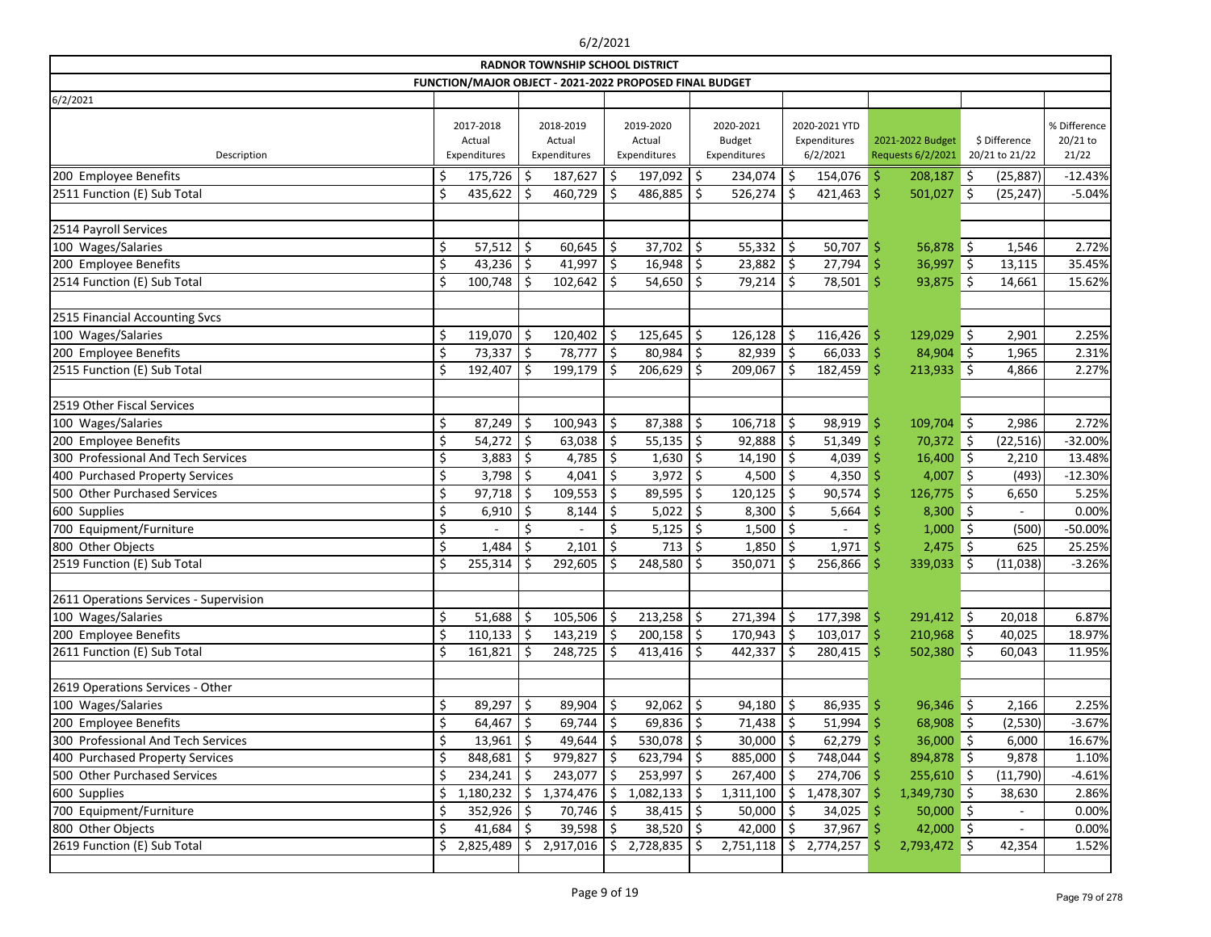# RADNOR TOWNSHIP SCHOOL DISTRICT

## FUNCTION/MAJOR OBJECT - 2021-2022 PROPOSED FINAL BUDGET

6/2/2021

| Description | 2017-2018 Actual Expenditures | 2018-2019 Actual Expenditures | 2019-2020 Actual Expenditures | 2020-2021 Budget Expenditures | 2020-2021 YTD Expenditures 6/2/2021 | 2021-2022 Budget Requests 6/2/2021 | $ Difference 20/21 to 21/22 | % Difference 20/21 to 21/22 |
|---|---|---|---|---|---|---|---|---|
| 200 Employee Benefits | $ 175,726 | $ 187,627 | $ 197,092 | $ 234,074 | $ 154,076 | $ 208,187 | $ (25,887) | -12.43% |
| 2511 Function (E) Sub Total | $ 435,622 | $ 460,729 | $ 486,885 | $ 526,274 | $ 421,463 | $ 501,027 | $ (25,247) | -5.04% |
| | | | | | | | | |
| 2514 Payroll Services | | | | | | | | |
| 100 Wages/Salaries | $ 57,512 | $ 60,645 | $ 37,702 | $ 55,332 | $ 50,707 | $ 56,878 | $ 1,546 | 2.72% |
| 200 Employee Benefits | $ 43,236 | $ 41,997 | $ 16,948 | $ 23,882 | $ 27,794 | $ 36,997 | $ 13,115 | 35.45% |
| 2514 Function (E) Sub Total | $ 100,748 | $ 102,642 | $ 54,650 | $ 79,214 | $ 78,501 | $ 93,875 | $ 14,661 | 15.62% |
| | | | | | | | | |
| 2515 Financial Accounting Svcs | | | | | | | | |
| 100 Wages/Salaries | $ 119,070 | $ 120,402 | $ 125,645 | $ 126,128 | $ 116,426 | $ 129,029 | $ 2,901 | 2.25% |
| 200 Employee Benefits | $ 73,337 | $ 78,777 | $ 80,984 | $ 82,939 | $ 66,033 | $ 84,904 | $ 1,965 | 2.31% |
| 2515 Function (E) Sub Total | $ 192,407 | $ 199,179 | $ 206,629 | $ 209,067 | $ 182,459 | $ 213,933 | $ 4,866 | 2.27% |
| | | | | | | | | |
| 2519 Other Fiscal Services | | | | | | | | |
| 100 Wages/Salaries | $ 87,249 | $ 100,943 | $ 87,388 | $ 106,718 | $ 98,919 | $ 109,704 | $ 2,986 | 2.72% |
| 200 Employee Benefits | $ 54,272 | $ 63,038 | $ 55,135 | $ 92,888 | $ 51,349 | $ 70,372 | $ (22,516) | -32.00% |
| 300 Professional And Tech Services | $ 3,883 | $ 4,785 | $ 1,630 | $ 14,190 | $ 4,039 | $ 16,400 | $ 2,210 | 13.48% |
| 400 Purchased Property Services | $ 3,798 | $ 4,041 | $ 3,972 | $ 4,500 | $ 4,350 | $ 4,007 | $ (493) | -12.30% |
| 500 Other Purchased Services | $ 97,718 | $ 109,553 | $ 89,595 | $ 120,125 | $ 90,574 | $ 126,775 | $ 6,650 | 5.25% |
| 600 Supplies | $ 6,910 | $ 8,144 | $ 5,022 | $ 8,300 | $ 5,664 | $ 8,300 | $ - | 0.00% |
| 700 Equipment/Furniture | $ - | $ - | $ 5,125 | $ 1,500 | $ - | $ 1,000 | $ (500) | -50.00% |
| 800 Other Objects | $ 1,484 | $ 2,101 | $ 713 | $ 1,850 | $ 1,971 | $ 2,475 | $ 625 | 25.25% |
| 2519 Function (E) Sub Total | $ 255,314 | $ 292,605 | $ 248,580 | $ 350,071 | $ 256,866 | $ 339,033 | $ (11,038) | -3.26% |
| | | | | | | | | |
| 2611 Operations Services - Supervision | | | | | | | | |
| 100 Wages/Salaries | $ 51,688 | $ 105,506 | $ 213,258 | $ 271,394 | $ 177,398 | $ 291,412 | $ 20,018 | 6.87% |
| 200 Employee Benefits | $ 110,133 | $ 143,219 | $ 200,158 | $ 170,943 | $ 103,017 | $ 210,968 | $ 40,025 | 18.97% |
| 2611 Function (E) Sub Total | $ 161,821 | $ 248,725 | $ 413,416 | $ 442,337 | $ 280,415 | $ 502,380 | $ 60,043 | 11.95% |
| | | | | | | | | |
| 2619 Operations Services - Other | | | | | | | | |
| 100 Wages/Salaries | $ 89,297 | $ 89,904 | $ 92,062 | $ 94,180 | $ 86,935 | $ 96,346 | $ 2,166 | 2.25% |
| 200 Employee Benefits | $ 64,467 | $ 69,744 | $ 69,836 | $ 71,438 | $ 51,994 | $ 68,908 | $ (2,530) | -3.67% |
| 300 Professional And Tech Services | $ 13,961 | $ 49,644 | $ 530,078 | $ 30,000 | $ 62,279 | $ 36,000 | $ 6,000 | 16.67% |
| 400 Purchased Property Services | $ 848,681 | $ 979,827 | $ 623,794 | $ 885,000 | $ 748,044 | $ 894,878 | $ 9,878 | 1.10% |
| 500 Other Purchased Services | $ 234,241 | $ 243,077 | $ 253,997 | $ 267,400 | $ 274,706 | $ 255,610 | $ (11,790) | -4.61% |
| 600 Supplies | $ 1,180,232 | $ 1,374,476 | $ 1,082,133 | $ 1,311,100 | $ 1,478,307 | $ 1,349,730 | $ 38,630 | 2.86% |
| 700 Equipment/Furniture | $ 352,926 | $ 70,746 | $ 38,415 | $ 50,000 | $ 34,025 | $ 50,000 | $ - | 0.00% |
| 800 Other Objects | $ 41,684 | $ 39,598 | $ 38,520 | $ 42,000 | $ 37,967 | $ 42,000 | $ - | 0.00% |
| 2619 Function (E) Sub Total | $ 2,825,489 | $ 2,917,016 | $ 2,728,835 | $ 2,751,118 | $ 2,774,257 | $ 2,793,472 | $ 42,354 | 1.52% |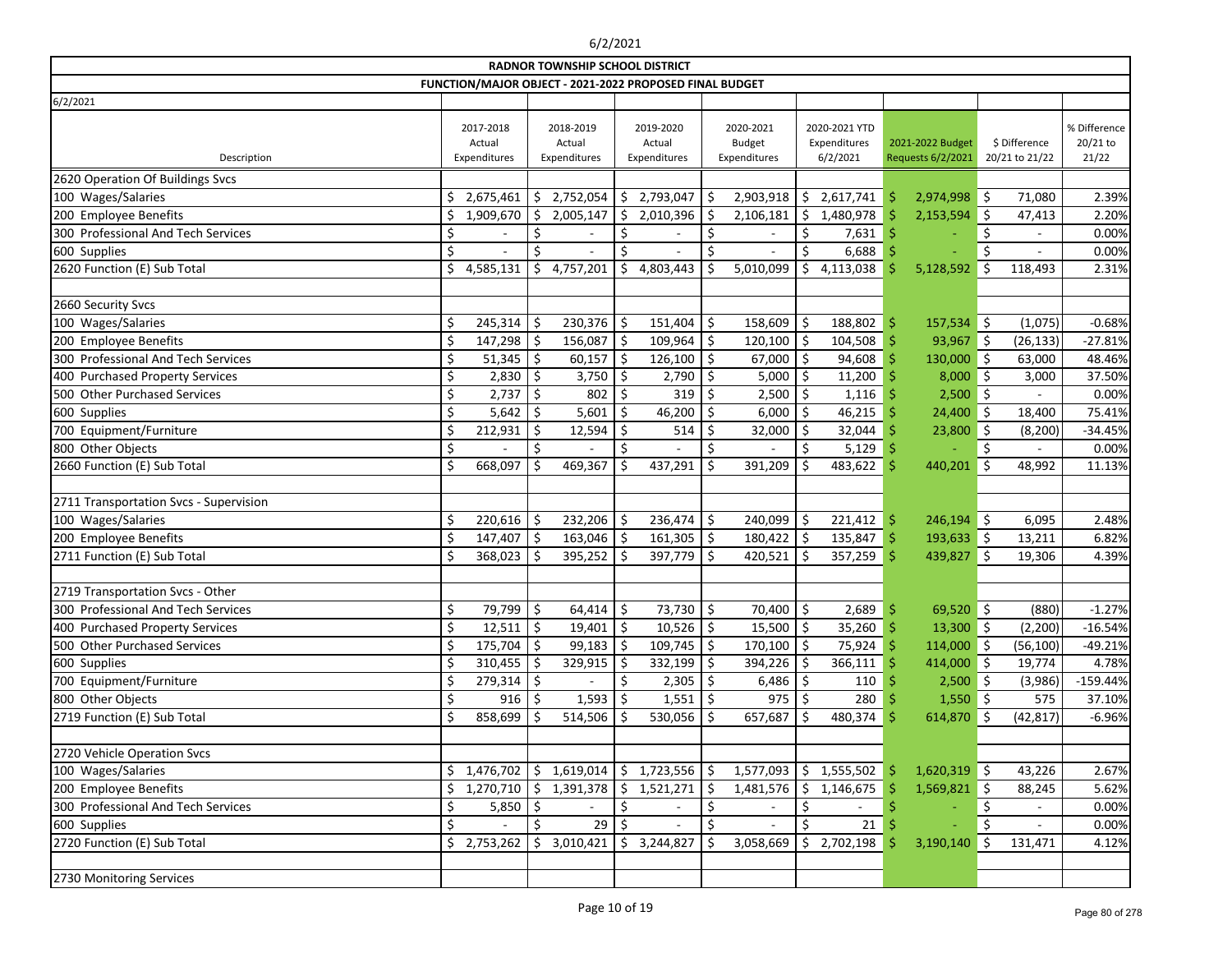6/2/2021

**RADNOR TOWNSHIP SCHOOL DISTRICT**

**FUNCTION/MAJOR OBJECT - 2021-2022 PROPOSED FINAL BUDGET**

6/2/2021

| Description | 2017-2018 Actual Expenditures | 2018-2019 Actual Expenditures | 2019-2020 Actual Expenditures | 2020-2021 Budget Expenditures | 2020-2021 YTD Expenditures 6/2/2021 | 2021-2022 Budget Requests 6/2/2021 | $ Difference 20/21 to 21/22 | % Difference 20/21 to 21/22 |
|---|---|---|---|---|---|---|---|---|
| 2620 Operation Of Buildings Svcs | | | | | | | | |
| 100 Wages/Salaries | $ 2,675,461 | $ 2,752,054 | $ 2,793,047 | $ 2,903,918 | $ 2,617,741 | $ 2,974,998 | $ 71,080 | 2.39% |
| 200 Employee Benefits | $ 1,909,670 | $ 2,005,147 | $ 2,010,396 | $ 2,106,181 | $ 1,480,978 | $ 2,153,594 | $ 47,413 | 2.20% |
| 300 Professional And Tech Services | $ - | $ - | $ - | $ - | $ 7,631 | $ - | $ - | 0.00% |
| 600 Supplies | $ - | $ - | $ - | $ - | $ 6,688 | $ - | $ - | 0.00% |
| 2620 Function (E) Sub Total | $ 4,585,131 | $ 4,757,201 | $ 4,803,443 | $ 5,010,099 | $ 4,113,038 | $ 5,128,592 | $ 118,493 | 2.31% |
| | | | | | | | | |
| 2660 Security Svcs | | | | | | | | |
| 100 Wages/Salaries | $ 245,314 | $ 230,376 | $ 151,404 | $ 158,609 | $ 188,802 | $ 157,534 | $ (1,075) | -0.68% |
| 200 Employee Benefits | $ 147,298 | $ 156,087 | $ 109,964 | $ 120,100 | $ 104,508 | $ 93,967 | $ (26,133) | -27.81% |
| 300 Professional And Tech Services | $ 51,345 | $ 60,157 | $ 126,100 | $ 67,000 | $ 94,608 | $ 130,000 | $ 63,000 | 48.46% |
| 400 Purchased Property Services | $ 2,830 | $ 3,750 | $ 2,790 | $ 5,000 | $ 11,200 | $ 8,000 | $ 3,000 | 37.50% |
| 500 Other Purchased Services | $ 2,737 | $ 802 | $ 319 | $ 2,500 | $ 1,116 | $ 2,500 | $ - | 0.00% |
| 600 Supplies | $ 5,642 | $ 5,601 | $ 46,200 | $ 6,000 | $ 46,215 | $ 24,400 | $ 18,400 | 75.41% |
| 700 Equipment/Furniture | $ 212,931 | $ 12,594 | $ 514 | $ 32,000 | $ 32,044 | $ 23,800 | $ (8,200) | -34.45% |
| 800 Other Objects | $ - | $ - | $ - | $ - | $ 5,129 | $ - | $ - | 0.00% |
| 2660 Function (E) Sub Total | $ 668,097 | $ 469,367 | $ 437,291 | $ 391,209 | $ 483,622 | $ 440,201 | $ 48,992 | 11.13% |
| | | | | | | | | |
| 2711 Transportation Svcs - Supervision | | | | | | | | |
| 100 Wages/Salaries | $ 220,616 | $ 232,206 | $ 236,474 | $ 240,099 | $ 221,412 | $ 246,194 | $ 6,095 | 2.48% |
| 200 Employee Benefits | $ 147,407 | $ 163,046 | $ 161,305 | $ 180,422 | $ 135,847 | $ 193,633 | $ 13,211 | 6.82% |
| 2711 Function (E) Sub Total | $ 368,023 | $ 395,252 | $ 397,779 | $ 420,521 | $ 357,259 | $ 439,827 | $ 19,306 | 4.39% |
| | | | | | | | | |
| 2719 Transportation Svcs - Other | | | | | | | | |
| 300 Professional And Tech Services | $ 79,799 | $ 64,414 | $ 73,730 | $ 70,400 | $ 2,689 | $ 69,520 | $ (880) | -1.27% |
| 400 Purchased Property Services | $ 12,511 | $ 19,401 | $ 10,526 | $ 15,500 | $ 35,260 | $ 13,300 | $ (2,200) | -16.54% |
| 500 Other Purchased Services | $ 175,704 | $ 99,183 | $ 109,745 | $ 170,100 | $ 75,924 | $ 114,000 | $ (56,100) | -49.21% |
| 600 Supplies | $ 310,455 | $ 329,915 | $ 332,199 | $ 394,226 | $ 366,111 | $ 414,000 | $ 19,774 | 4.78% |
| 700 Equipment/Furniture | $ 279,314 | $ - | $ 2,305 | $ 6,486 | $ 110 | $ 2,500 | $ (3,986) | -159.44% |
| 800 Other Objects | $ 916 | $ 1,593 | $ 1,551 | $ 975 | $ 280 | $ 1,550 | $ 575 | 37.10% |
| 2719 Function (E) Sub Total | $ 858,699 | $ 514,506 | $ 530,056 | $ 657,687 | $ 480,374 | $ 614,870 | $ (42,817) | -6.96% |
| | | | | | | | | |
| 2720 Vehicle Operation Svcs | | | | | | | | |
| 100 Wages/Salaries | $ 1,476,702 | $ 1,619,014 | $ 1,723,556 | $ 1,577,093 | $ 1,555,502 | $ 1,620,319 | $ 43,226 | 2.67% |
| 200 Employee Benefits | $ 1,270,710 | $ 1,391,378 | $ 1,521,271 | $ 1,481,576 | $ 1,146,675 | $ 1,569,821 | $ 88,245 | 5.62% |
| 300 Professional And Tech Services | $ 5,850 | $ - | $ - | $ - | $ - | $ - | $ - | 0.00% |
| 600 Supplies | $ - | $ 29 | $ - | $ - | $ 21 | $ - | $ - | 0.00% |
| 2720 Function (E) Sub Total | $ 2,753,262 | $ 3,010,421 | $ 3,244,827 | $ 3,058,669 | $ 2,702,198 | $ 3,190,140 | $ 131,471 | 4.12% |
| | | | | | | | | |
| 2730 Monitoring Services | | | | | | | | |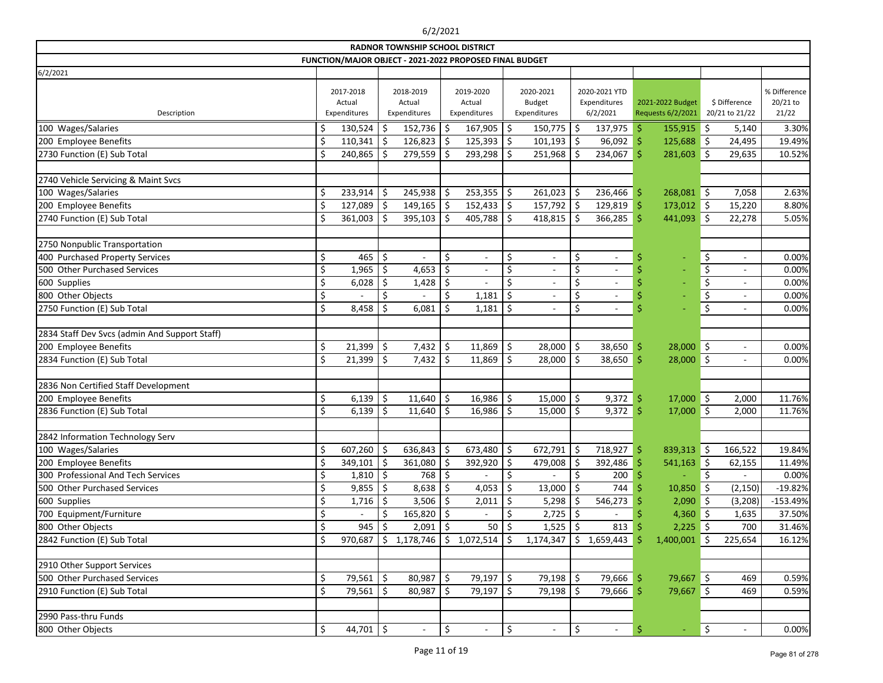6/2/2021

**RADNOR TOWNSHIP SCHOOL DISTRICT**

**FUNCTION/MAJOR OBJECT - 2021-2022 PROPOSED FINAL BUDGET**

6/2/2021

| Description | 2017-2018 Actual Expenditures | 2018-2019 Actual Expenditures | 2019-2020 Actual Expenditures | 2020-2021 Budget Expenditures | 2020-2021 YTD Expenditures 6/2/2021 | 2021-2022 Budget Requests 6/2/2021 | $ Difference 20/21 to 21/22 | % Difference 20/21 to 21/22 |
|---|---|---|---|---|---|---|---|---|
| 100 Wages/Salaries | $ 130,524 | $ 152,736 | $ 167,905 | $ 150,775 | $ 137,975 | $ 155,915 | $ 5,140 | 3.30% |
| 200 Employee Benefits | $ 110,341 | $ 126,823 | $ 125,393 | $ 101,193 | $ 96,092 | $ 125,688 | $ 24,495 | 19.49% |
| 2730 Function (E) Sub Total | $ 240,865 | $ 279,559 | $ 293,298 | $ 251,968 | $ 234,067 | $ 281,603 | $ 29,635 | 10.52% |
| | | | | | | | | |
| 2740 Vehicle Servicing & Maint Svcs | | | | | | | | |
| 100 Wages/Salaries | $ 233,914 | $ 245,938 | $ 253,355 | $ 261,023 | $ 236,466 | $ 268,081 | $ 7,058 | 2.63% |
| 200 Employee Benefits | $ 127,089 | $ 149,165 | $ 152,433 | $ 157,792 | $ 129,819 | $ 173,012 | $ 15,220 | 8.80% |
| 2740 Function (E) Sub Total | $ 361,003 | $ 395,103 | $ 405,788 | $ 418,815 | $ 366,285 | $ 441,093 | $ 22,278 | 5.05% |
| | | | | | | | | |
| 2750 Nonpublic Transportation | | | | | | | | |
| 400 Purchased Property Services | $ 465 | $ - | $ - | $ - | $ - | $ - | $ - | 0.00% |
| 500 Other Purchased Services | $ 1,965 | $ 4,653 | $ - | $ - | $ - | $ - | $ - | 0.00% |
| 600 Supplies | $ 6,028 | $ 1,428 | $ - | $ - | $ - | $ - | $ - | 0.00% |
| 800 Other Objects | $ - | $ - | $ 1,181 | $ - | $ - | $ - | $ - | 0.00% |
| 2750 Function (E) Sub Total | $ 8,458 | $ 6,081 | $ 1,181 | $ - | $ - | $ - | $ - | 0.00% |
| | | | | | | | | |
| 2834 Staff Dev Svcs (admin And Support Staff) | | | | | | | | |
| 200 Employee Benefits | $ 21,399 | $ 7,432 | $ 11,869 | $ 28,000 | $ 38,650 | $ 28,000 | $ - | 0.00% |
| 2834 Function (E) Sub Total | $ 21,399 | $ 7,432 | $ 11,869 | $ 28,000 | $ 38,650 | $ 28,000 | $ - | 0.00% |
| | | | | | | | | |
| 2836 Non Certified Staff Development | | | | | | | | |
| 200 Employee Benefits | $ 6,139 | $ 11,640 | $ 16,986 | $ 15,000 | $ 9,372 | $ 17,000 | $ 2,000 | 11.76% |
| 2836 Function (E) Sub Total | $ 6,139 | $ 11,640 | $ 16,986 | $ 15,000 | $ 9,372 | $ 17,000 | $ 2,000 | 11.76% |
| | | | | | | | | |
| 2842 Information Technology Serv | | | | | | | | |
| 100 Wages/Salaries | $ 607,260 | $ 636,843 | $ 673,480 | $ 672,791 | $ 718,927 | $ 839,313 | $ 166,522 | 19.84% |
| 200 Employee Benefits | $ 349,101 | $ 361,080 | $ 392,920 | $ 479,008 | $ 392,486 | $ 541,163 | $ 62,155 | 11.49% |
| 300 Professional And Tech Services | $ 1,810 | $ 768 | $ - | $ - | $ 200 | $ - | $ - | 0.00% |
| 500 Other Purchased Services | $ 9,855 | $ 8,638 | $ 4,053 | $ 13,000 | $ 744 | $ 10,850 | $ (2,150) | -19.82% |
| 600 Supplies | $ 1,716 | $ 3,506 | $ 2,011 | $ 5,298 | $ 546,273 | $ 2,090 | $ (3,208) | -153.49% |
| 700 Equipment/Furniture | $ - | $ 165,820 | $ - | $ 2,725 | $ - | $ 4,360 | $ 1,635 | 37.50% |
| 800 Other Objects | $ 945 | $ 2,091 | $ 50 | $ 1,525 | $ 813 | $ 2,225 | $ 700 | 31.46% |
| 2842 Function (E) Sub Total | $ 970,687 | $ 1,178,746 | $ 1,072,514 | $ 1,174,347 | $ 1,659,443 | $ 1,400,001 | $ 225,654 | 16.12% |
| | | | | | | | | |
| 2910 Other Support Services | | | | | | | | |
| 500 Other Purchased Services | $ 79,561 | $ 80,987 | $ 79,197 | $ 79,198 | $ 79,666 | $ 79,667 | $ 469 | 0.59% |
| 2910 Function (E) Sub Total | $ 79,561 | $ 80,987 | $ 79,197 | $ 79,198 | $ 79,666 | $ 79,667 | $ 469 | 0.59% |
| | | | | | | | | |
| 2990 Pass-thru Funds | | | | | | | | |
| 800 Other Objects | $ 44,701 | $ - | $ - | $ - | $ - | $ - | $ - | 0.00% |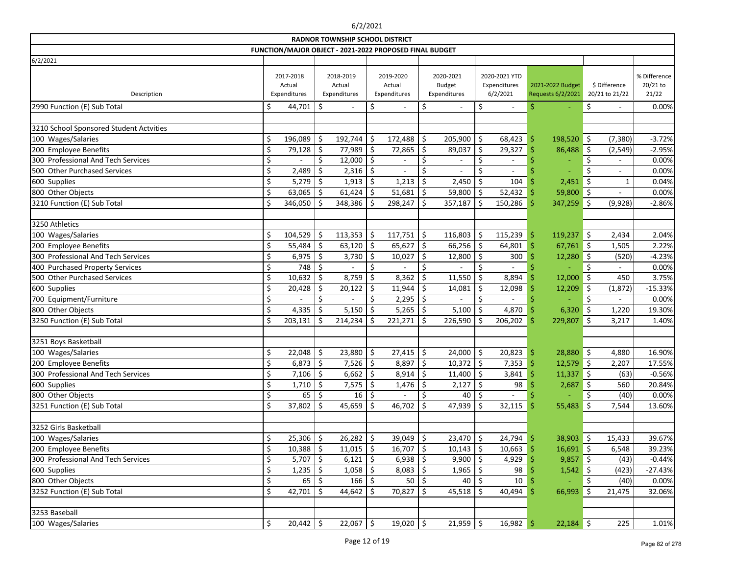# RADNOR TOWNSHIP SCHOOL DISTRICT

## FUNCTION/MAJOR OBJECT - 2021-2022 PROPOSED FINAL BUDGET

6/2/2021

| Description | 2017-2018 Actual Expenditures | 2018-2019 Actual Expenditures | 2019-2020 Actual Expenditures | 2020-2021 Budget Expenditures | 2020-2021 YTD Expenditures 6/2/2021 | 2021-2022 Budget Requests 6/2/2021 | $ Difference 20/21 to 21/22 | % Difference 20/21 to 21/22 |
|---|---|---|---|---|---|---|---|---|
| 2990 Function (E) Sub Total | $ 44,701 | $ - | $ - | $ - | $ - | $ - | $ - | 0.00% |
| | | | | | | | | |
| 3210 School Sponsored Student Actvities | | | | | | | | |
| 100 Wages/Salaries | $ 196,089 | $ 192,744 | $ 172,488 | $ 205,900 | $ 68,423 | $ 198,520 | $ (7,380) | -3.72% |
| 200 Employee Benefits | $ 79,128 | $ 77,989 | $ 72,865 | $ 89,037 | $ 29,327 | $ 86,488 | $ (2,549) | -2.95% |
| 300 Professional And Tech Services | $ - | $ 12,000 | $ - | $ - | $ - | $ - | $ - | 0.00% |
| 500 Other Purchased Services | $ 2,489 | $ 2,316 | $ - | $ - | $ - | $ - | $ - | 0.00% |
| 600 Supplies | $ 5,279 | $ 1,913 | $ 1,213 | $ 2,450 | $ 104 | $ 2,451 | $ 1 | 0.04% |
| 800 Other Objects | $ 63,065 | $ 61,424 | $ 51,681 | $ 59,800 | $ 52,432 | $ 59,800 | $ - | 0.00% |
| 3210 Function (E) Sub Total | $ 346,050 | $ 348,386 | $ 298,247 | $ 357,187 | $ 150,286 | $ 347,259 | $ (9,928) | -2.86% |
| | | | | | | | | |
| 3250 Athletics | | | | | | | | |
| 100 Wages/Salaries | $ 104,529 | $ 113,353 | $ 117,751 | $ 116,803 | $ 115,239 | $ 119,237 | $ 2,434 | 2.04% |
| 200 Employee Benefits | $ 55,484 | $ 63,120 | $ 65,627 | $ 66,256 | $ 64,801 | $ 67,761 | $ 1,505 | 2.22% |
| 300 Professional And Tech Services | $ 6,975 | $ 3,730 | $ 10,027 | $ 12,800 | $ 300 | $ 12,280 | $ (520) | -4.23% |
| 400 Purchased Property Services | $ 748 | $ - | $ - | $ - | $ - | $ - | $ - | 0.00% |
| 500 Other Purchased Services | $ 10,632 | $ 8,759 | $ 8,362 | $ 11,550 | $ 8,894 | $ 12,000 | $ 450 | 3.75% |
| 600 Supplies | $ 20,428 | $ 20,122 | $ 11,944 | $ 14,081 | $ 12,098 | $ 12,209 | $ (1,872) | -15.33% |
| 700 Equipment/Furniture | $ - | $ - | $ 2,295 | $ - | $ - | $ - | $ - | 0.00% |
| 800 Other Objects | $ 4,335 | $ 5,150 | $ 5,265 | $ 5,100 | $ 4,870 | $ 6,320 | $ 1,220 | 19.30% |
| 3250 Function (E) Sub Total | $ 203,131 | $ 214,234 | $ 221,271 | $ 226,590 | $ 206,202 | $ 229,807 | $ 3,217 | 1.40% |
| | | | | | | | | |
| 3251 Boys Basketball | | | | | | | | |
| 100 Wages/Salaries | $ 22,048 | $ 23,880 | $ 27,415 | $ 24,000 | $ 20,823 | $ 28,880 | $ 4,880 | 16.90% |
| 200 Employee Benefits | $ 6,873 | $ 7,526 | $ 8,897 | $ 10,372 | $ 7,353 | $ 12,579 | $ 2,207 | 17.55% |
| 300 Professional And Tech Services | $ 7,106 | $ 6,662 | $ 8,914 | $ 11,400 | $ 3,841 | $ 11,337 | $ (63) | -0.56% |
| 600 Supplies | $ 1,710 | $ 7,575 | $ 1,476 | $ 2,127 | $ 98 | $ 2,687 | $ 560 | 20.84% |
| 800 Other Objects | $ 65 | $ 16 | $ - | $ 40 | $ - | $ - | $ (40) | 0.00% |
| 3251 Function (E) Sub Total | $ 37,802 | $ 45,659 | $ 46,702 | $ 47,939 | $ 32,115 | $ 55,483 | $ 7,544 | 13.60% |
| | | | | | | | | |
| 3252 Girls Basketball | | | | | | | | |
| 100 Wages/Salaries | $ 25,306 | $ 26,282 | $ 39,049 | $ 23,470 | $ 24,794 | $ 38,903 | $ 15,433 | 39.67% |
| 200 Employee Benefits | $ 10,388 | $ 11,015 | $ 16,707 | $ 10,143 | $ 10,663 | $ 16,691 | $ 6,548 | 39.23% |
| 300 Professional And Tech Services | $ 5,707 | $ 6,121 | $ 6,938 | $ 9,900 | $ 4,929 | $ 9,857 | $ (43) | -0.44% |
| 600 Supplies | $ 1,235 | $ 1,058 | $ 8,083 | $ 1,965 | $ 98 | $ 1,542 | $ (423) | -27.43% |
| 800 Other Objects | $ 65 | $ 166 | $ 50 | $ 40 | $ 10 | $ - | $ (40) | 0.00% |
| 3252 Function (E) Sub Total | $ 42,701 | $ 44,642 | $ 70,827 | $ 45,518 | $ 40,494 | $ 66,993 | $ 21,475 | 32.06% |
| | | | | | | | | |
| 3253 Baseball | | | | | | | | |
| 100 Wages/Salaries | $ 20,442 | $ 22,067 | $ 19,020 | $ 21,959 | $ 16,982 | $ 22,184 | $ 225 | 1.01% |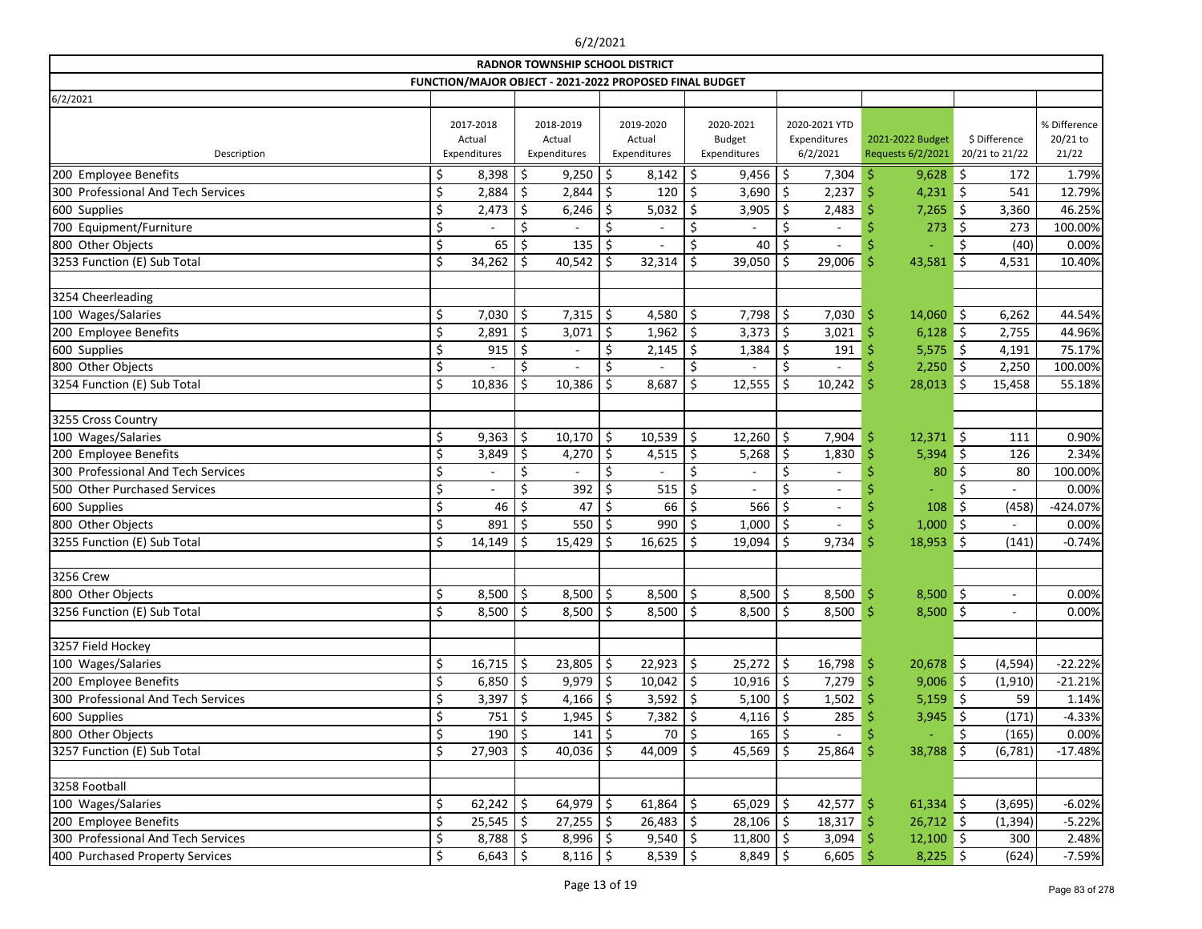# RADNOR TOWNSHIP SCHOOL DISTRICT

## FUNCTION/MAJOR OBJECT - 2021-2022 PROPOSED FINAL BUDGET

6/2/2021

| Description | 2017-2018 Actual Expenditures | 2018-2019 Actual Expenditures | 2019-2020 Actual Expenditures | 2020-2021 Budget Expenditures | 2020-2021 YTD Expenditures 6/2/2021 | 2021-2022 Budget Requests 6/2/2021 | $ Difference 20/21 to 21/22 | % Difference 20/21 to 21/22 |
|---|---|---|---|---|---|---|---|---|
| 200 Employee Benefits | $ 8,398 | $ 9,250 | $ 8,142 | $ 9,456 | $ 7,304 | $ 9,628 | $ 172 | 1.79% |
| 300 Professional And Tech Services | $ 2,884 | $ 2,844 | $ 120 | $ 3,690 | $ 2,237 | $ 4,231 | $ 541 | 12.79% |
| 600 Supplies | $ 2,473 | $ 6,246 | $ 5,032 | $ 3,905 | $ 2,483 | $ 7,265 | $ 3,360 | 46.25% |
| 700 Equipment/Furniture | $ - | $ - | $ - | $ - | $ - | $ 273 | $ 273 | 100.00% |
| 800 Other Objects | $ 65 | $ 135 | $ - | $ 40 | $ - | $ - | $ (40) | 0.00% |
| 3253 Function (E) Sub Total | $ 34,262 | $ 40,542 | $ 32,314 | $ 39,050 | $ 29,006 | $ 43,581 | $ 4,531 | 10.40% |
| | | | | | | | | |
| 3254 Cheerleading | | | | | | | | |
| 100 Wages/Salaries | $ 7,030 | $ 7,315 | $ 4,580 | $ 7,798 | $ 7,030 | $ 14,060 | $ 6,262 | 44.54% |
| 200 Employee Benefits | $ 2,891 | $ 3,071 | $ 1,962 | $ 3,373 | $ 3,021 | $ 6,128 | $ 2,755 | 44.96% |
| 600 Supplies | $ 915 | $ - | $ 2,145 | $ 1,384 | $ 191 | $ 5,575 | $ 4,191 | 75.17% |
| 800 Other Objects | $ - | $ - | $ - | $ - | $ - | $ 2,250 | $ 2,250 | 100.00% |
| 3254 Function (E) Sub Total | $ 10,836 | $ 10,386 | $ 8,687 | $ 12,555 | $ 10,242 | $ 28,013 | $ 15,458 | 55.18% |
| | | | | | | | | |
| 3255 Cross Country | | | | | | | | |
| 100 Wages/Salaries | $ 9,363 | $ 10,170 | $ 10,539 | $ 12,260 | $ 7,904 | $ 12,371 | $ 111 | 0.90% |
| 200 Employee Benefits | $ 3,849 | $ 4,270 | $ 4,515 | $ 5,268 | $ 1,830 | $ 5,394 | $ 126 | 2.34% |
| 300 Professional And Tech Services | $ - | $ - | $ - | $ - | $ - | $ 80 | $ 80 | 100.00% |
| 500 Other Purchased Services | $ - | $ 392 | $ 515 | $ - | $ - | $ - | $ - | 0.00% |
| 600 Supplies | $ 46 | $ 47 | $ 66 | $ 566 | $ - | $ 108 | $ (458) | -424.07% |
| 800 Other Objects | $ 891 | $ 550 | $ 990 | $ 1,000 | $ - | $ 1,000 | $ - | 0.00% |
| 3255 Function (E) Sub Total | $ 14,149 | $ 15,429 | $ 16,625 | $ 19,094 | $ 9,734 | $ 18,953 | $ (141) | -0.74% |
| | | | | | | | | |
| 3256 Crew | | | | | | | | |
| 800 Other Objects | $ 8,500 | $ 8,500 | $ 8,500 | $ 8,500 | $ 8,500 | $ 8,500 | $ - | 0.00% |
| 3256 Function (E) Sub Total | $ 8,500 | $ 8,500 | $ 8,500 | $ 8,500 | $ 8,500 | $ 8,500 | $ - | 0.00% |
| | | | | | | | | |
| 3257 Field Hockey | | | | | | | | |
| 100 Wages/Salaries | $ 16,715 | $ 23,805 | $ 22,923 | $ 25,272 | $ 16,798 | $ 20,678 | $ (4,594) | -22.22% |
| 200 Employee Benefits | $ 6,850 | $ 9,979 | $ 10,042 | $ 10,916 | $ 7,279 | $ 9,006 | $ (1,910) | -21.21% |
| 300 Professional And Tech Services | $ 3,397 | $ 4,166 | $ 3,592 | $ 5,100 | $ 1,502 | $ 5,159 | $ 59 | 1.14% |
| 600 Supplies | $ 751 | $ 1,945 | $ 7,382 | $ 4,116 | $ 285 | $ 3,945 | $ (171) | -4.33% |
| 800 Other Objects | $ 190 | $ 141 | $ 70 | $ 165 | $ - | $ - | $ (165) | 0.00% |
| 3257 Function (E) Sub Total | $ 27,903 | $ 40,036 | $ 44,009 | $ 45,569 | $ 25,864 | $ 38,788 | $ (6,781) | -17.48% |
| | | | | | | | | |
| 3258 Football | | | | | | | | |
| 100 Wages/Salaries | $ 62,242 | $ 64,979 | $ 61,864 | $ 65,029 | $ 42,577 | $ 61,334 | $ (3,695) | -6.02% |
| 200 Employee Benefits | $ 25,545 | $ 27,255 | $ 26,483 | $ 28,106 | $ 18,317 | $ 26,712 | $ (1,394) | -5.22% |
| 300 Professional And Tech Services | $ 8,788 | $ 8,996 | $ 9,540 | $ 11,800 | $ 3,094 | $ 12,100 | $ 300 | 2.48% |
| 400 Purchased Property Services | $ 6,643 | $ 8,116 | $ 8,539 | $ 8,849 | $ 6,605 | $ 8,225 | $ (624) | -7.59% |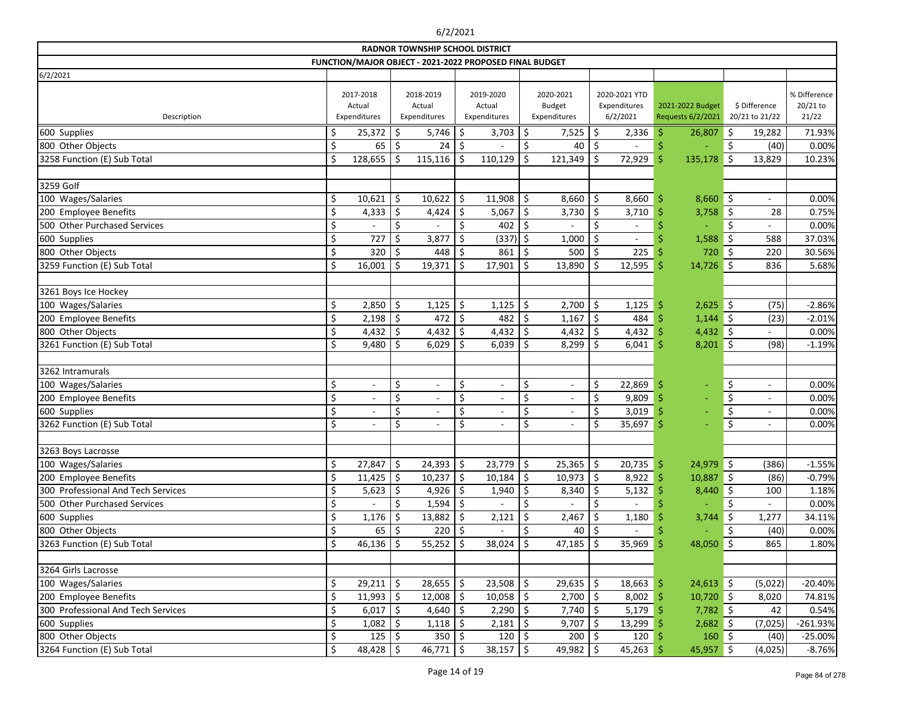**RADNOR TOWNSHIP SCHOOL DISTRICT**

**FUNCTION/MAJOR OBJECT - 2021-2022 PROPOSED FINAL BUDGET**

6/2/2021

| Description | 2017-2018 Actual Expenditures | 2018-2019 Actual Expenditures | 2019-2020 Actual Expenditures | 2020-2021 Budget Expenditures | 2020-2021 YTD Expenditures 6/2/2021 | 2021-2022 Budget Requests 6/2/2021 | $ Difference 20/21 to 21/22 | % Difference 20/21 to 21/22 |
|---|---|---|---|---|---|---|---|---|
| 600 Supplies | $ 25,372 | $ 5,746 | $ 3,703 | $ 7,525 | $ 2,336 | $ 26,807 | $ 19,282 | 71.93% |
| 800 Other Objects | $ 65 | $ 24 | $ - | $ 40 | $ - | $ - | $ (40) | 0.00% |
| 3258 Function (E) Sub Total | $ 128,655 | $ 115,116 | $ 110,129 | $ 121,349 | $ 72,929 | $ 135,178 | $ 13,829 | 10.23% |
| | | | | | | | | |
| 3259 Golf | | | | | | | | |
| 100 Wages/Salaries | $ 10,621 | $ 10,622 | $ 11,908 | $ 8,660 | $ 8,660 | $ 8,660 | $ - | 0.00% |
| 200 Employee Benefits | $ 4,333 | $ 4,424 | $ 5,067 | $ 3,730 | $ 3,710 | $ 3,758 | $ 28 | 0.75% |
| 500 Other Purchased Services | $ - | $ - | $ 402 | $ - | $ - | $ - | $ - | 0.00% |
| 600 Supplies | $ 727 | $ 3,877 | $ (337) | $ 1,000 | $ - | $ 1,588 | $ 588 | 37.03% |
| 800 Other Objects | $ 320 | $ 448 | $ 861 | $ 500 | $ 225 | $ 720 | $ 220 | 30.56% |
| 3259 Function (E) Sub Total | $ 16,001 | $ 19,371 | $ 17,901 | $ 13,890 | $ 12,595 | $ 14,726 | $ 836 | 5.68% |
| | | | | | | | | |
| 3261 Boys Ice Hockey | | | | | | | | |
| 100 Wages/Salaries | $ 2,850 | $ 1,125 | $ 1,125 | $ 2,700 | $ 1,125 | $ 2,625 | $ (75) | -2.86% |
| 200 Employee Benefits | $ 2,198 | $ 472 | $ 482 | $ 1,167 | $ 484 | $ 1,144 | $ (23) | -2.01% |
| 800 Other Objects | $ 4,432 | $ 4,432 | $ 4,432 | $ 4,432 | $ 4,432 | $ 4,432 | $ - | 0.00% |
| 3261 Function (E) Sub Total | $ 9,480 | $ 6,029 | $ 6,039 | $ 8,299 | $ 6,041 | $ 8,201 | $ (98) | -1.19% |
| | | | | | | | | |
| 3262 Intramurals | | | | | | | | |
| 100 Wages/Salaries | $ - | $ - | $ - | $ - | $ 22,869 | $ - | $ - | 0.00% |
| 200 Employee Benefits | $ - | $ - | $ - | $ - | $ 9,809 | $ - | $ - | 0.00% |
| 600 Supplies | $ - | $ - | $ - | $ - | $ 3,019 | $ - | $ - | 0.00% |
| 3262 Function (E) Sub Total | $ - | $ - | $ - | $ - | $ 35,697 | $ - | $ - | 0.00% |
| | | | | | | | | |
| 3263 Boys Lacrosse | | | | | | | | |
| 100 Wages/Salaries | $ 27,847 | $ 24,393 | $ 23,779 | $ 25,365 | $ 20,735 | $ 24,979 | $ (386) | -1.55% |
| 200 Employee Benefits | $ 11,425 | $ 10,237 | $ 10,184 | $ 10,973 | $ 8,922 | $ 10,887 | $ (86) | -0.79% |
| 300 Professional And Tech Services | $ 5,623 | $ 4,926 | $ 1,940 | $ 8,340 | $ 5,132 | $ 8,440 | $ 100 | 1.18% |
| 500 Other Purchased Services | $ - | $ 1,594 | $ - | $ - | $ - | $ - | $ - | 0.00% |
| 600 Supplies | $ 1,176 | $ 13,882 | $ 2,121 | $ 2,467 | $ 1,180 | $ 3,744 | $ 1,277 | 34.11% |
| 800 Other Objects | $ 65 | $ 220 | $ - | $ 40 | $ - | $ - | $ (40) | 0.00% |
| 3263 Function (E) Sub Total | $ 46,136 | $ 55,252 | $ 38,024 | $ 47,185 | $ 35,969 | $ 48,050 | $ 865 | 1.80% |
| | | | | | | | | |
| 3264 Girls Lacrosse | | | | | | | | |
| 100 Wages/Salaries | $ 29,211 | $ 28,655 | $ 23,508 | $ 29,635 | $ 18,663 | $ 24,613 | $ (5,022) | -20.40% |
| 200 Employee Benefits | $ 11,993 | $ 12,008 | $ 10,058 | $ 2,700 | $ 8,002 | $ 10,720 | $ 8,020 | 74.81% |
| 300 Professional And Tech Services | $ 6,017 | $ 4,640 | $ 2,290 | $ 7,740 | $ 5,179 | $ 7,782 | $ 42 | 0.54% |
| 600 Supplies | $ 1,082 | $ 1,118 | $ 2,181 | $ 9,707 | $ 13,299 | $ 2,682 | $ (7,025) | -261.93% |
| 800 Other Objects | $ 125 | $ 350 | $ 120 | $ 200 | $ 120 | $ 160 | $ (40) | -25.00% |
| 3264 Function (E) Sub Total | $ 48,428 | $ 46,771 | $ 38,157 | $ 49,982 | $ 45,263 | $ 45,957 | $ (4,025) | -8.76% |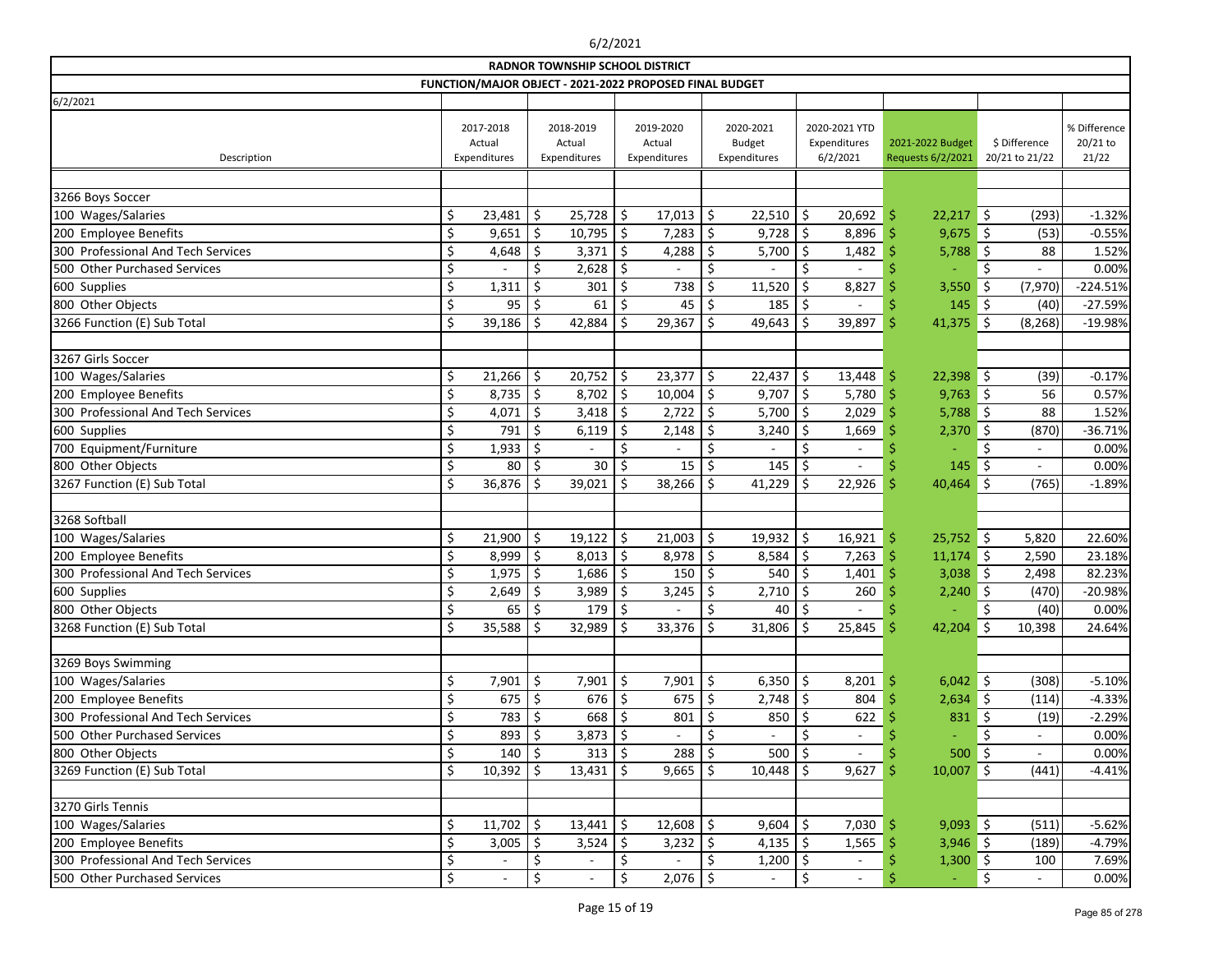6/2/2021

**RADNOR TOWNSHIP SCHOOL DISTRICT**

**FUNCTION/MAJOR OBJECT - 2021-2022 PROPOSED FINAL BUDGET**

6/2/2021

| Description | 2017-2018 Actual Expenditures | 2018-2019 Actual Expenditures | 2019-2020 Actual Expenditures | 2020-2021 Budget Expenditures | 2020-2021 YTD Expenditures 6/2/2021 | 2021-2022 Budget Requests 6/2/2021 | $ Difference 20/21 to 21/22 | % Difference 20/21 to 21/22 |
|---|---|---|---|---|---|---|---|---|
| | | | | | | | | |
| 3266 Boys Soccer | | | | | | | | |
| 100 Wages/Salaries | $ 23,481 | $ 25,728 | $ 17,013 | $ 22,510 | $ 20,692 | $ 22,217 | $ (293) | -1.32% |
| 200 Employee Benefits | $ 9,651 | $ 10,795 | $ 7,283 | $ 9,728 | $ 8,896 | $ 9,675 | $ (53) | -0.55% |
| 300 Professional And Tech Services | $ 4,648 | $ 3,371 | $ 4,288 | $ 5,700 | $ 1,482 | $ 5,788 | $ 88 | 1.52% |
| 500 Other Purchased Services | $ - | $ 2,628 | $ - | $ - | $ - | $ - | $ - | 0.00% |
| 600 Supplies | $ 1,311 | $ 301 | $ 738 | $ 11,520 | $ 8,827 | $ 3,550 | $ (7,970) | -224.51% |
| 800 Other Objects | $ 95 | $ 61 | $ 45 | $ 185 | $ - | $ 145 | $ (40) | -27.59% |
| 3266 Function (E) Sub Total | $ 39,186 | $ 42,884 | $ 29,367 | $ 49,643 | $ 39,897 | $ 41,375 | $ (8,268) | -19.98% |
| | | | | | | | | |
| 3267 Girls Soccer | | | | | | | | |
| 100 Wages/Salaries | $ 21,266 | $ 20,752 | $ 23,377 | $ 22,437 | $ 13,448 | $ 22,398 | $ (39) | -0.17% |
| 200 Employee Benefits | $ 8,735 | $ 8,702 | $ 10,004 | $ 9,707 | $ 5,780 | $ 9,763 | $ 56 | 0.57% |
| 300 Professional And Tech Services | $ 4,071 | $ 3,418 | $ 2,722 | $ 5,700 | $ 2,029 | $ 5,788 | $ 88 | 1.52% |
| 600 Supplies | $ 791 | $ 6,119 | $ 2,148 | $ 3,240 | $ 1,669 | $ 2,370 | $ (870) | -36.71% |
| 700 Equipment/Furniture | $ 1,933 | $ - | $ - | $ - | $ - | $ - | $ - | 0.00% |
| 800 Other Objects | $ 80 | $ 30 | $ 15 | $ 145 | $ - | $ 145 | $ - | 0.00% |
| 3267 Function (E) Sub Total | $ 36,876 | $ 39,021 | $ 38,266 | $ 41,229 | $ 22,926 | $ 40,464 | $ (765) | -1.89% |
| | | | | | | | | |
| 3268 Softball | | | | | | | | |
| 100 Wages/Salaries | $ 21,900 | $ 19,122 | $ 21,003 | $ 19,932 | $ 16,921 | $ 25,752 | $ 5,820 | 22.60% |
| 200 Employee Benefits | $ 8,999 | $ 8,013 | $ 8,978 | $ 8,584 | $ 7,263 | $ 11,174 | $ 2,590 | 23.18% |
| 300 Professional And Tech Services | $ 1,975 | $ 1,686 | $ 150 | $ 540 | $ 1,401 | $ 3,038 | $ 2,498 | 82.23% |
| 600 Supplies | $ 2,649 | $ 3,989 | $ 3,245 | $ 2,710 | $ 260 | $ 2,240 | $ (470) | -20.98% |
| 800 Other Objects | $ 65 | $ 179 | $ - | $ 40 | $ - | $ - | $ (40) | 0.00% |
| 3268 Function (E) Sub Total | $ 35,588 | $ 32,989 | $ 33,376 | $ 31,806 | $ 25,845 | $ 42,204 | $ 10,398 | 24.64% |
| | | | | | | | | |
| 3269 Boys Swimming | | | | | | | | |
| 100 Wages/Salaries | $ 7,901 | $ 7,901 | $ 7,901 | $ 6,350 | $ 8,201 | $ 6,042 | $ (308) | -5.10% |
| 200 Employee Benefits | $ 675 | $ 676 | $ 675 | $ 2,748 | $ 804 | $ 2,634 | $ (114) | -4.33% |
| 300 Professional And Tech Services | $ 783 | $ 668 | $ 801 | $ 850 | $ 622 | $ 831 | $ (19) | -2.29% |
| 500 Other Purchased Services | $ 893 | $ 3,873 | $ - | $ - | $ - | $ - | $ - | 0.00% |
| 800 Other Objects | $ 140 | $ 313 | $ 288 | $ 500 | $ - | $ 500 | $ - | 0.00% |
| 3269 Function (E) Sub Total | $ 10,392 | $ 13,431 | $ 9,665 | $ 10,448 | $ 9,627 | $ 10,007 | $ (441) | -4.41% |
| | | | | | | | | |
| 3270 Girls Tennis | | | | | | | | |
| 100 Wages/Salaries | $ 11,702 | $ 13,441 | $ 12,608 | $ 9,604 | $ 7,030 | $ 9,093 | $ (511) | -5.62% |
| 200 Employee Benefits | $ 3,005 | $ 3,524 | $ 3,232 | $ 4,135 | $ 1,565 | $ 3,946 | $ (189) | -4.79% |
| 300 Professional And Tech Services | $ - | $ - | $ - | $ 1,200 | $ - | $ 1,300 | $ 100 | 7.69% |
| 500 Other Purchased Services | $ - | $ - | $ 2,076 | $ - | $ - | $ - | $ - | 0.00% |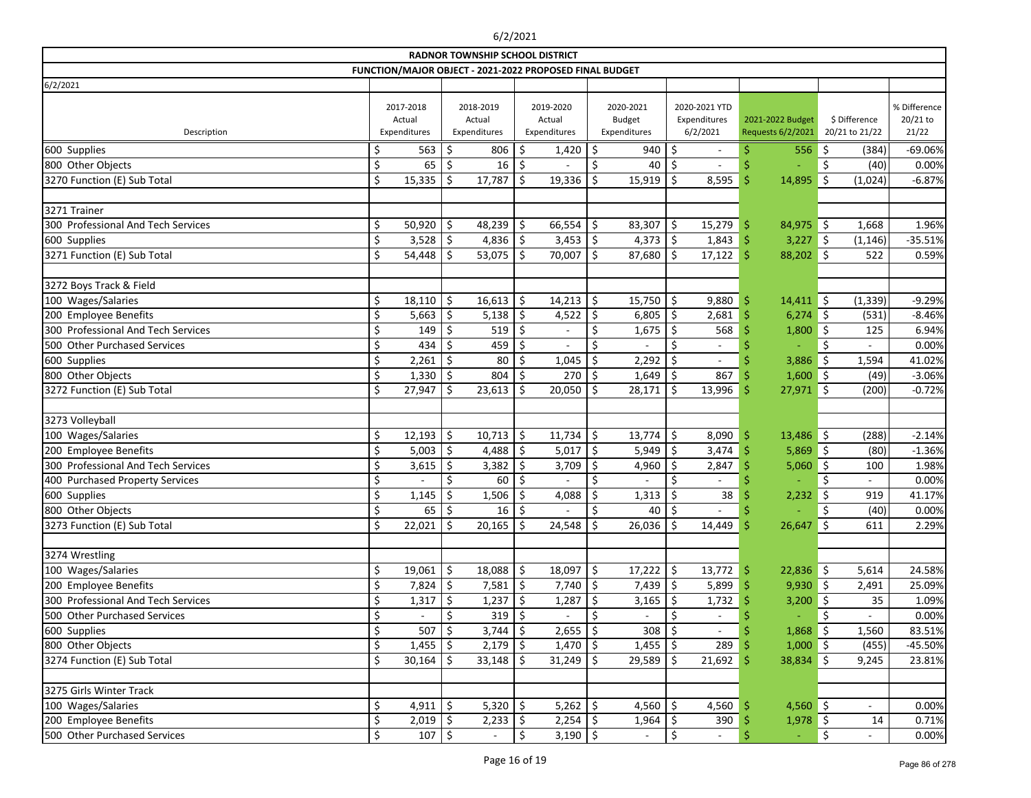# RADNOR TOWNSHIP SCHOOL DISTRICT

## FUNCTION/MAJOR OBJECT - 2021-2022 PROPOSED FINAL BUDGET

6/2/2021

| Description | 2017-2018 Actual Expenditures | 2018-2019 Actual Expenditures | 2019-2020 Actual Expenditures | 2020-2021 Budget Expenditures | 2020-2021 YTD Expenditures 6/2/2021 | 2021-2022 Budget Requests 6/2/2021 | $ Difference 20/21 to 21/22 | % Difference 20/21 to 21/22 |
|---|---|---|---|---|---|---|---|---|
| 600 Supplies | $ 563 | $ 806 | $ 1,420 | $ 940 | $ - | $ 556 | $ (384) | -69.06% |
| 800 Other Objects | $ 65 | $ 16 | $ - | $ 40 | $ - | $ - | $ (40) | 0.00% |
| 3270 Function (E) Sub Total | $ 15,335 | $ 17,787 | $ 19,336 | $ 15,919 | $ 8,595 | $ 14,895 | $ (1,024) | -6.87% |
| | | | | | | | | |
| 3271 Trainer | | | | | | | | |
| 300 Professional And Tech Services | $ 50,920 | $ 48,239 | $ 66,554 | $ 83,307 | $ 15,279 | $ 84,975 | $ 1,668 | 1.96% |
| 600 Supplies | $ 3,528 | $ 4,836 | $ 3,453 | $ 4,373 | $ 1,843 | $ 3,227 | $ (1,146) | -35.51% |
| 3271 Function (E) Sub Total | $ 54,448 | $ 53,075 | $ 70,007 | $ 87,680 | $ 17,122 | $ 88,202 | $ 522 | 0.59% |
| | | | | | | | | |
| 3272 Boys Track & Field | | | | | | | | |
| 100 Wages/Salaries | $ 18,110 | $ 16,613 | $ 14,213 | $ 15,750 | $ 9,880 | $ 14,411 | $ (1,339) | -9.29% |
| 200 Employee Benefits | $ 5,663 | $ 5,138 | $ 4,522 | $ 6,805 | $ 2,681 | $ 6,274 | $ (531) | -8.46% |
| 300 Professional And Tech Services | $ 149 | $ 519 | $ - | $ 1,675 | $ 568 | $ 1,800 | $ 125 | 6.94% |
| 500 Other Purchased Services | $ 434 | $ 459 | $ - | $ - | $ - | $ - | $ - | 0.00% |
| 600 Supplies | $ 2,261 | $ 80 | $ 1,045 | $ 2,292 | $ - | $ 3,886 | $ 1,594 | 41.02% |
| 800 Other Objects | $ 1,330 | $ 804 | $ 270 | $ 1,649 | $ 867 | $ 1,600 | $ (49) | -3.06% |
| 3272 Function (E) Sub Total | $ 27,947 | $ 23,613 | $ 20,050 | $ 28,171 | $ 13,996 | $ 27,971 | $ (200) | -0.72% |
| | | | | | | | | |
| 3273 Volleyball | | | | | | | | |
| 100 Wages/Salaries | $ 12,193 | $ 10,713 | $ 11,734 | $ 13,774 | $ 8,090 | $ 13,486 | $ (288) | -2.14% |
| 200 Employee Benefits | $ 5,003 | $ 4,488 | $ 5,017 | $ 5,949 | $ 3,474 | $ 5,869 | $ (80) | -1.36% |
| 300 Professional And Tech Services | $ 3,615 | $ 3,382 | $ 3,709 | $ 4,960 | $ 2,847 | $ 5,060 | $ 100 | 1.98% |
| 400 Purchased Property Services | $ - | $ 60 | $ - | $ - | $ - | $ - | $ - | 0.00% |
| 600 Supplies | $ 1,145 | $ 1,506 | $ 4,088 | $ 1,313 | $ 38 | $ 2,232 | $ 919 | 41.17% |
| 800 Other Objects | $ 65 | $ 16 | $ - | $ 40 | $ - | $ - | $ (40) | 0.00% |
| 3273 Function (E) Sub Total | $ 22,021 | $ 20,165 | $ 24,548 | $ 26,036 | $ 14,449 | $ 26,647 | $ 611 | 2.29% |
| | | | | | | | | |
| 3274 Wrestling | | | | | | | | |
| 100 Wages/Salaries | $ 19,061 | $ 18,088 | $ 18,097 | $ 17,222 | $ 13,772 | $ 22,836 | $ 5,614 | 24.58% |
| 200 Employee Benefits | $ 7,824 | $ 7,581 | $ 7,740 | $ 7,439 | $ 5,899 | $ 9,930 | $ 2,491 | 25.09% |
| 300 Professional And Tech Services | $ 1,317 | $ 1,237 | $ 1,287 | $ 3,165 | $ 1,732 | $ 3,200 | $ 35 | 1.09% |
| 500 Other Purchased Services | $ - | $ 319 | $ - | $ - | $ - | $ - | $ - | 0.00% |
| 600 Supplies | $ 507 | $ 3,744 | $ 2,655 | $ 308 | $ - | $ 1,868 | $ 1,560 | 83.51% |
| 800 Other Objects | $ 1,455 | $ 2,179 | $ 1,470 | $ 1,455 | $ 289 | $ 1,000 | $ (455) | -45.50% |
| 3274 Function (E) Sub Total | $ 30,164 | $ 33,148 | $ 31,249 | $ 29,589 | $ 21,692 | $ 38,834 | $ 9,245 | 23.81% |
| | | | | | | | | |
| 3275 Girls Winter Track | | | | | | | | |
| 100 Wages/Salaries | $ 4,911 | $ 5,320 | $ 5,262 | $ 4,560 | $ 4,560 | $ 4,560 | $ - | 0.00% |
| 200 Employee Benefits | $ 2,019 | $ 2,233 | $ 2,254 | $ 1,964 | $ 390 | $ 1,978 | $ 14 | 0.71% |
| 500 Other Purchased Services | $ 107 | $ - | $ 3,190 | $ - | $ - | $ - | $ - | 0.00% |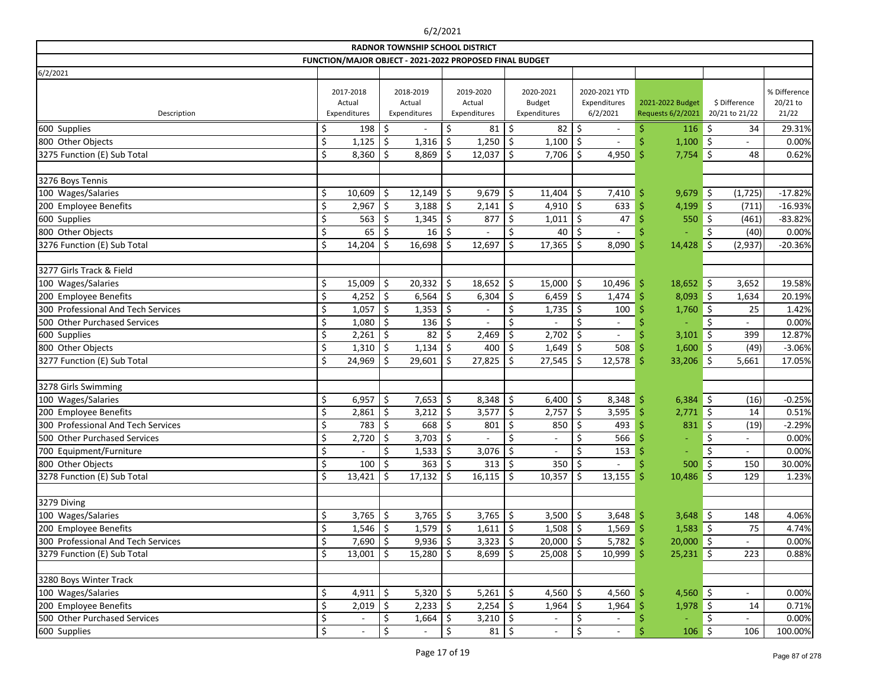# RADNOR TOWNSHIP SCHOOL DISTRICT

## FUNCTION/MAJOR OBJECT - 2021-2022 PROPOSED FINAL BUDGET

6/2/2021

| Description | 2017-2018 Actual Expenditures | 2018-2019 Actual Expenditures | 2019-2020 Actual Expenditures | 2020-2021 Budget Expenditures | 2020-2021 YTD Expenditures 6/2/2021 | 2021-2022 Budget Requests 6/2/2021 | $ Difference 20/21 to 21/22 | % Difference 20/21 to 21/22 |
|---|---|---|---|---|---|---|---|---|
| 600 Supplies | $ 198 | $ - | $ 81 | $ 82 | $ - | $ 116 | $ 34 | 29.31% |
| 800 Other Objects | $ 1,125 | $ 1,316 | $ 1,250 | $ 1,100 | $ - | $ 1,100 | $ - | 0.00% |
| 3275 Function (E) Sub Total | $ 8,360 | $ 8,869 | $ 12,037 | $ 7,706 | $ 4,950 | $ 7,754 | $ 48 | 0.62% |
| | | | | | | | | |
| 3276 Boys Tennis | | | | | | | | |
| 100 Wages/Salaries | $ 10,609 | $ 12,149 | $ 9,679 | $ 11,404 | $ 7,410 | $ 9,679 | $ (1,725) | -17.82% |
| 200 Employee Benefits | $ 2,967 | $ 3,188 | $ 2,141 | $ 4,910 | $ 633 | $ 4,199 | $ (711) | -16.93% |
| 600 Supplies | $ 563 | $ 1,345 | $ 877 | $ 1,011 | $ 47 | $ 550 | $ (461) | -83.82% |
| 800 Other Objects | $ 65 | $ 16 | $ - | $ 40 | $ - | $ - | $ (40) | 0.00% |
| 3276 Function (E) Sub Total | $ 14,204 | $ 16,698 | $ 12,697 | $ 17,365 | $ 8,090 | $ 14,428 | $ (2,937) | -20.36% |
| | | | | | | | | |
| 3277 Girls Track & Field | | | | | | | | |
| 100 Wages/Salaries | $ 15,009 | $ 20,332 | $ 18,652 | $ 15,000 | $ 10,496 | $ 18,652 | $ 3,652 | 19.58% |
| 200 Employee Benefits | $ 4,252 | $ 6,564 | $ 6,304 | $ 6,459 | $ 1,474 | $ 8,093 | $ 1,634 | 20.19% |
| 300 Professional And Tech Services | $ 1,057 | $ 1,353 | $ - | $ 1,735 | $ 100 | $ 1,760 | $ 25 | 1.42% |
| 500 Other Purchased Services | $ 1,080 | $ 136 | $ - | $ - | $ - | $ - | $ - | 0.00% |
| 600 Supplies | $ 2,261 | $ 82 | $ 2,469 | $ 2,702 | $ - | $ 3,101 | $ 399 | 12.87% |
| 800 Other Objects | $ 1,310 | $ 1,134 | $ 400 | $ 1,649 | $ 508 | $ 1,600 | $ (49) | -3.06% |
| 3277 Function (E) Sub Total | $ 24,969 | $ 29,601 | $ 27,825 | $ 27,545 | $ 12,578 | $ 33,206 | $ 5,661 | 17.05% |
| | | | | | | | | |
| 3278 Girls Swimming | | | | | | | | |
| 100 Wages/Salaries | $ 6,957 | $ 7,653 | $ 8,348 | $ 6,400 | $ 8,348 | $ 6,384 | $ (16) | -0.25% |
| 200 Employee Benefits | $ 2,861 | $ 3,212 | $ 3,577 | $ 2,757 | $ 3,595 | $ 2,771 | $ 14 | 0.51% |
| 300 Professional And Tech Services | $ 783 | $ 668 | $ 801 | $ 850 | $ 493 | $ 831 | $ (19) | -2.29% |
| 500 Other Purchased Services | $ 2,720 | $ 3,703 | $ - | $ - | $ 566 | $ - | $ - | 0.00% |
| 700 Equipment/Furniture | $ - | $ 1,533 | $ 3,076 | $ - | $ 153 | $ - | $ - | 0.00% |
| 800 Other Objects | $ 100 | $ 363 | $ 313 | $ 350 | $ - | $ 500 | $ 150 | 30.00% |
| 3278 Function (E) Sub Total | $ 13,421 | $ 17,132 | $ 16,115 | $ 10,357 | $ 13,155 | $ 10,486 | $ 129 | 1.23% |
| | | | | | | | | |
| 3279 Diving | | | | | | | | |
| 100 Wages/Salaries | $ 3,765 | $ 3,765 | $ 3,765 | $ 3,500 | $ 3,648 | $ 3,648 | $ 148 | 4.06% |
| 200 Employee Benefits | $ 1,546 | $ 1,579 | $ 1,611 | $ 1,508 | $ 1,569 | $ 1,583 | $ 75 | 4.74% |
| 300 Professional And Tech Services | $ 7,690 | $ 9,936 | $ 3,323 | $ 20,000 | $ 5,782 | $ 20,000 | $ - | 0.00% |
| 3279 Function (E) Sub Total | $ 13,001 | $ 15,280 | $ 8,699 | $ 25,008 | $ 10,999 | $ 25,231 | $ 223 | 0.88% |
| | | | | | | | | |
| 3280 Boys Winter Track | | | | | | | | |
| 100 Wages/Salaries | $ 4,911 | $ 5,320 | $ 5,261 | $ 4,560 | $ 4,560 | $ 4,560 | $ - | 0.00% |
| 200 Employee Benefits | $ 2,019 | $ 2,233 | $ 2,254 | $ 1,964 | $ 1,964 | $ 1,978 | $ 14 | 0.71% |
| 500 Other Purchased Services | $ - | $ 1,664 | $ 3,210 | $ - | $ - | $ - | $ - | 0.00% |
| 600 Supplies | $ - | $ - | $ 81 | $ - | $ - | $ 106 | $ 106 | 100.00% |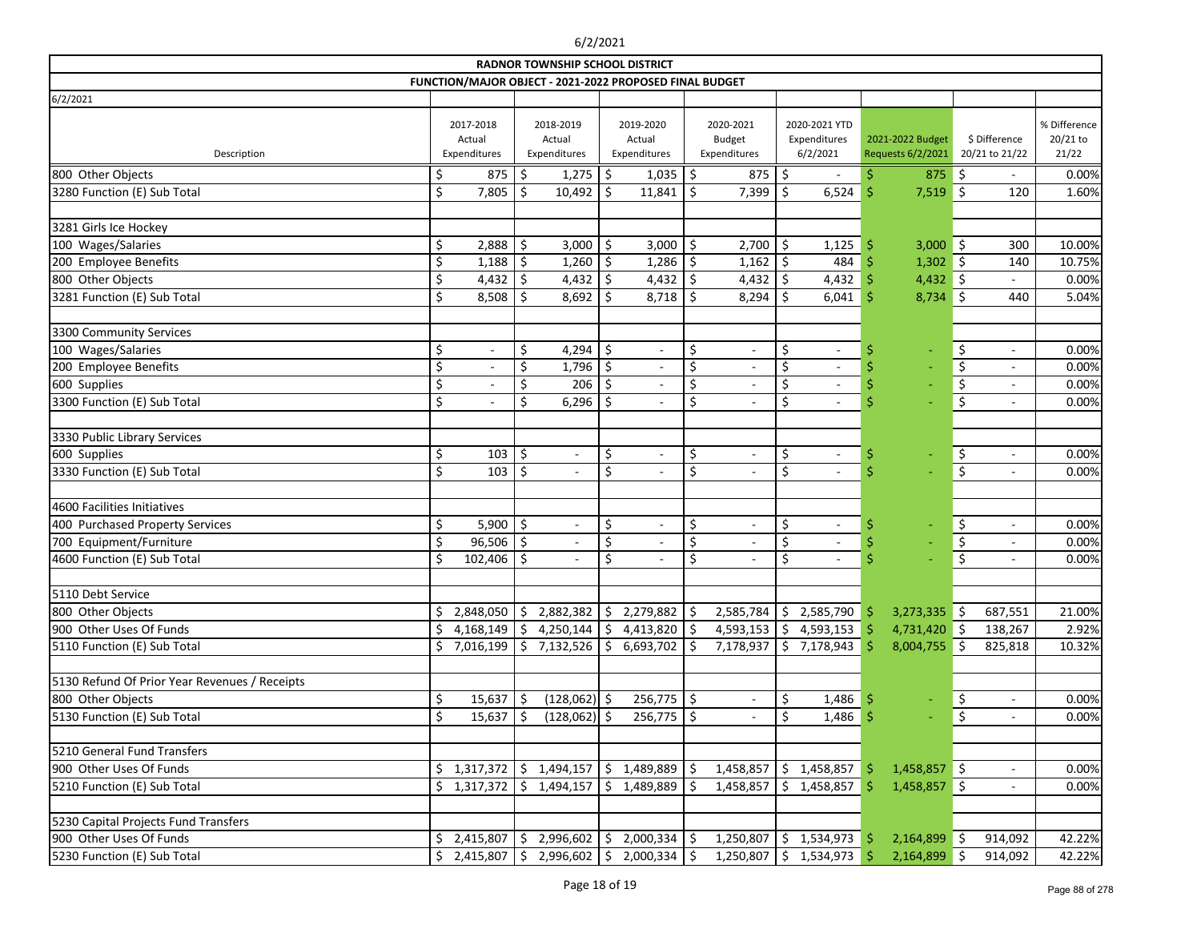# RADNOR TOWNSHIP SCHOOL DISTRICT

## FUNCTION/MAJOR OBJECT - 2021-2022 PROPOSED FINAL BUDGET

6/2/2021

| Description | 2017-2018 Actual Expenditures | 2018-2019 Actual Expenditures | 2019-2020 Actual Expenditures | 2020-2021 Budget Expenditures | 2020-2021 YTD Expenditures 6/2/2021 | 2021-2022 Budget Requests 6/2/2021 | $ Difference 20/21 to 21/22 | % Difference 20/21 to 21/22 |
|---|---|---|---|---|---|---|---|---|
| 800 Other Objects | $ 875 | $ 1,275 | $ 1,035 | $ 875 | $ - | $ 875 | $ - | 0.00% |
| 3280 Function (E) Sub Total | $ 7,805 | $ 10,492 | $ 11,841 | $ 7,399 | $ 6,524 | $ 7,519 | $ 120 | 1.60% |
| | | | | | | | | |
| 3281 Girls Ice Hockey | | | | | | | | |
| 100 Wages/Salaries | $ 2,888 | $ 3,000 | $ 3,000 | $ 2,700 | $ 1,125 | $ 3,000 | $ 300 | 10.00% |
| 200 Employee Benefits | $ 1,188 | $ 1,260 | $ 1,286 | $ 1,162 | $ 484 | $ 1,302 | $ 140 | 10.75% |
| 800 Other Objects | $ 4,432 | $ 4,432 | $ 4,432 | $ 4,432 | $ 4,432 | $ 4,432 | $ - | 0.00% |
| 3281 Function (E) Sub Total | $ 8,508 | $ 8,692 | $ 8,718 | $ 8,294 | $ 6,041 | $ 8,734 | $ 440 | 5.04% |
| | | | | | | | | |
| 3300 Community Services | | | | | | | | |
| 100 Wages/Salaries | $ - | $ 4,294 | $ - | $ - | $ - | $ - | $ - | 0.00% |
| 200 Employee Benefits | $ - | $ 1,796 | $ - | $ - | $ - | $ - | $ - | 0.00% |
| 600 Supplies | $ - | $ 206 | $ - | $ - | $ - | $ - | $ - | 0.00% |
| 3300 Function (E) Sub Total | $ - | $ 6,296 | $ - | $ - | $ - | $ - | $ - | 0.00% |
| | | | | | | | | |
| 3330 Public Library Services | | | | | | | | |
| 600 Supplies | $ 103 | $ - | $ - | $ - | $ - | $ - | $ - | 0.00% |
| 3330 Function (E) Sub Total | $ 103 | $ - | $ - | $ - | $ - | $ - | $ - | 0.00% |
| | | | | | | | | |
| 4600 Facilities Initiatives | | | | | | | | |
| 400 Purchased Property Services | $ 5,900 | $ - | $ - | $ - | $ - | $ - | $ - | 0.00% |
| 700 Equipment/Furniture | $ 96,506 | $ - | $ - | $ - | $ - | $ - | $ - | 0.00% |
| 4600 Function (E) Sub Total | $ 102,406 | $ - | $ - | $ - | $ - | $ - | $ - | 0.00% |
| | | | | | | | | |
| 5110 Debt Service | | | | | | | | |
| 800 Other Objects | $ 2,848,050 | $ 2,882,382 | $ 2,279,882 | $ 2,585,784 | $ 2,585,790 | $ 3,273,335 | $ 687,551 | 21.00% |
| 900 Other Uses Of Funds | $ 4,168,149 | $ 4,250,144 | $ 4,413,820 | $ 4,593,153 | $ 4,593,153 | $ 4,731,420 | $ 138,267 | 2.92% |
| 5110 Function (E) Sub Total | $ 7,016,199 | $ 7,132,526 | $ 6,693,702 | $ 7,178,937 | $ 7,178,943 | $ 8,004,755 | $ 825,818 | 10.32% |
| | | | | | | | | |
| 5130 Refund Of Prior Year Revenues / Receipts | | | | | | | | |
| 800 Other Objects | $ 15,637 | $ (128,062) | $ 256,775 | $ - | $ 1,486 | $ - | $ - | 0.00% |
| 5130 Function (E) Sub Total | $ 15,637 | $ (128,062) | $ 256,775 | $ - | $ 1,486 | $ - | $ - | 0.00% |
| | | | | | | | | |
| 5210 General Fund Transfers | | | | | | | | |
| 900 Other Uses Of Funds | $ 1,317,372 | $ 1,494,157 | $ 1,489,889 | $ 1,458,857 | $ 1,458,857 | $ 1,458,857 | $ - | 0.00% |
| 5210 Function (E) Sub Total | $ 1,317,372 | $ 1,494,157 | $ 1,489,889 | $ 1,458,857 | $ 1,458,857 | $ 1,458,857 | $ - | 0.00% |
| | | | | | | | | |
| 5230 Capital Projects Fund Transfers | | | | | | | | |
| 900 Other Uses Of Funds | $ 2,415,807 | $ 2,996,602 | $ 2,000,334 | $ 1,250,807 | $ 1,534,973 | $ 2,164,899 | $ 914,092 | 42.22% |
| 5230 Function (E) Sub Total | $ 2,415,807 | $ 2,996,602 | $ 2,000,334 | $ 1,250,807 | $ 1,534,973 | $ 2,164,899 | $ 914,092 | 42.22% |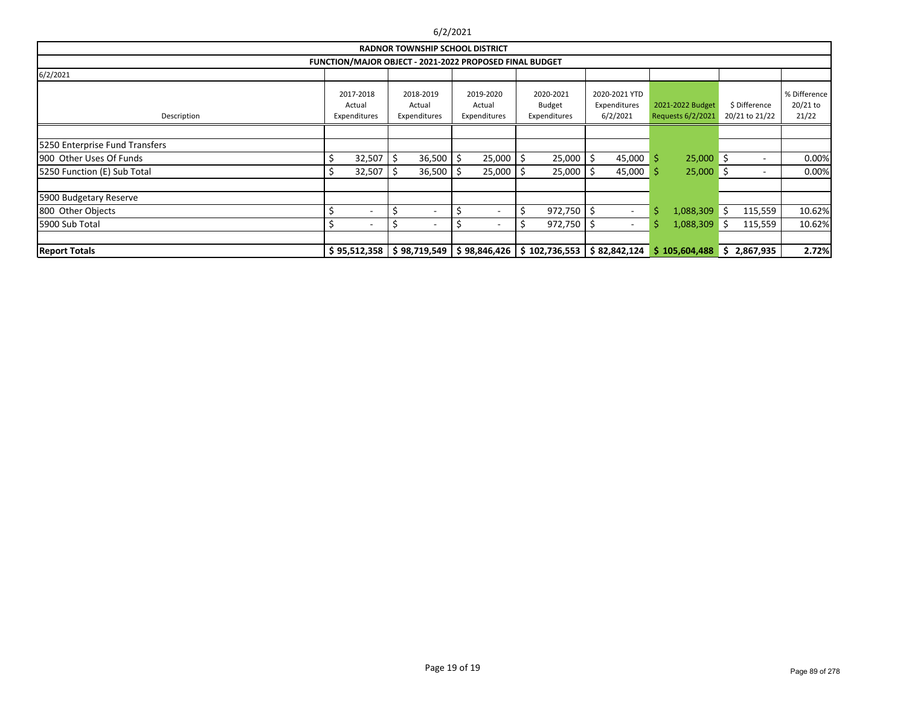**RADNOR TOWNSHIP SCHOOL DISTRICT**

**FUNCTION/MAJOR OBJECT - 2021-2022 PROPOSED FINAL BUDGET**

6/2/2021

| Description | 2017-2018 Actual Expenditures | 2018-2019 Actual Expenditures | 2019-2020 Actual Expenditures | 2020-2021 Budget Expenditures | 2020-2021 YTD Expenditures 6/2/2021 | 2021-2022 Budget Requests 6/2/2021 | $ Difference 20/21 to 21/22 | % Difference 20/21 to 21/22 |
|---|---|---|---|---|---|---|---|---|
| | | | | | | | | |
| 5250 Enterprise Fund Transfers | | | | | | | | |
| 900 Other Uses Of Funds | $ 32,507 | $ 36,500 | $ 25,000 | $ 25,000 | $ 45,000 | $ 25,000 | $ - | 0.00% |
| 5250 Function (E) Sub Total | $ 32,507 | $ 36,500 | $ 25,000 | $ 25,000 | $ 45,000 | $ 25,000 | $ - | 0.00% |
| | | | | | | | | |
| 5900 Budgetary Reserve | | | | | | | | |
| 800 Other Objects | $ - | $ - | $ - | $ 972,750 | $ - | $ 1,088,309 | $ 115,559 | 10.62% |
| 5900 Sub Total | $ - | $ - | $ - | $ 972,750 | $ - | $ 1,088,309 | $ 115,559 | 10.62% |
| | | | | | | | | |
| **Report Totals** | **$ 95,512,358** | **$ 98,719,549** | **$ 98,846,426** | **$ 102,736,553** | **$ 82,842,124** | **$ 105,604,488** | **$ 2,867,935** | **2.72%** |